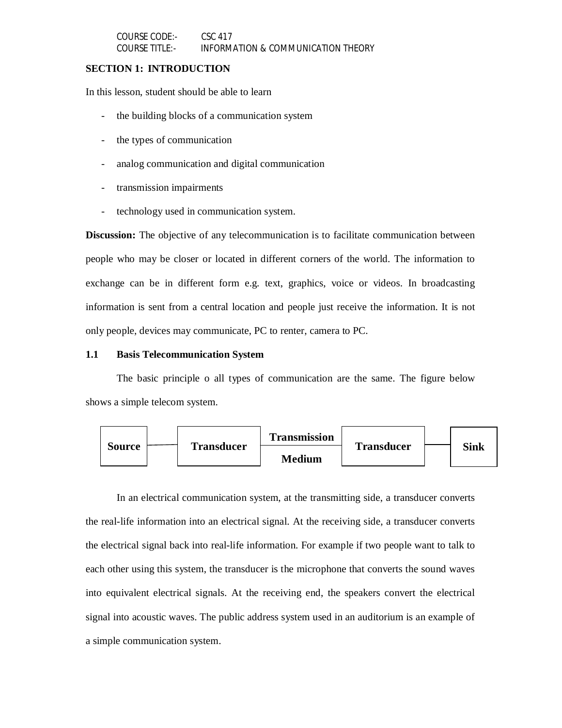COURSE CODE:- CSC 417
COURSE TITLE:- INFORMATION & COMMUNICATION THEORY

## SECTION 1: INTRODUCTION

In this lesson, student should be able to learn

- the building blocks of a communication system
- the types of communication
- analog communication and digital communication
- transmission impairments
- technology used in communication system.

**Discussion:** The objective of any telecommunication is to facilitate communication between people who may be closer or located in different corners of the world. The information to exchange can be in different form e.g. text, graphics, voice or videos. In broadcasting information is sent from a central location and people just receive the information. It is not only people, devices may communicate, PC to renter, camera to PC.

### 1.1 Basis Telecommunication System

The basic principle o all types of communication are the same. The figure below shows a simple telecom system.

**Source** — **Transducer** — **Transmission Medium** — **Transducer** — **Sink**

In an electrical communication system, at the transmitting side, a transducer converts the real-life information into an electrical signal. At the receiving side, a transducer converts the electrical signal back into real-life information. For example if two people want to talk to each other using this system, the transducer is the microphone that converts the sound waves into equivalent electrical signals. At the receiving end, the speakers convert the electrical signal into acoustic waves. The public address system used in an auditorium is an example of a simple communication system.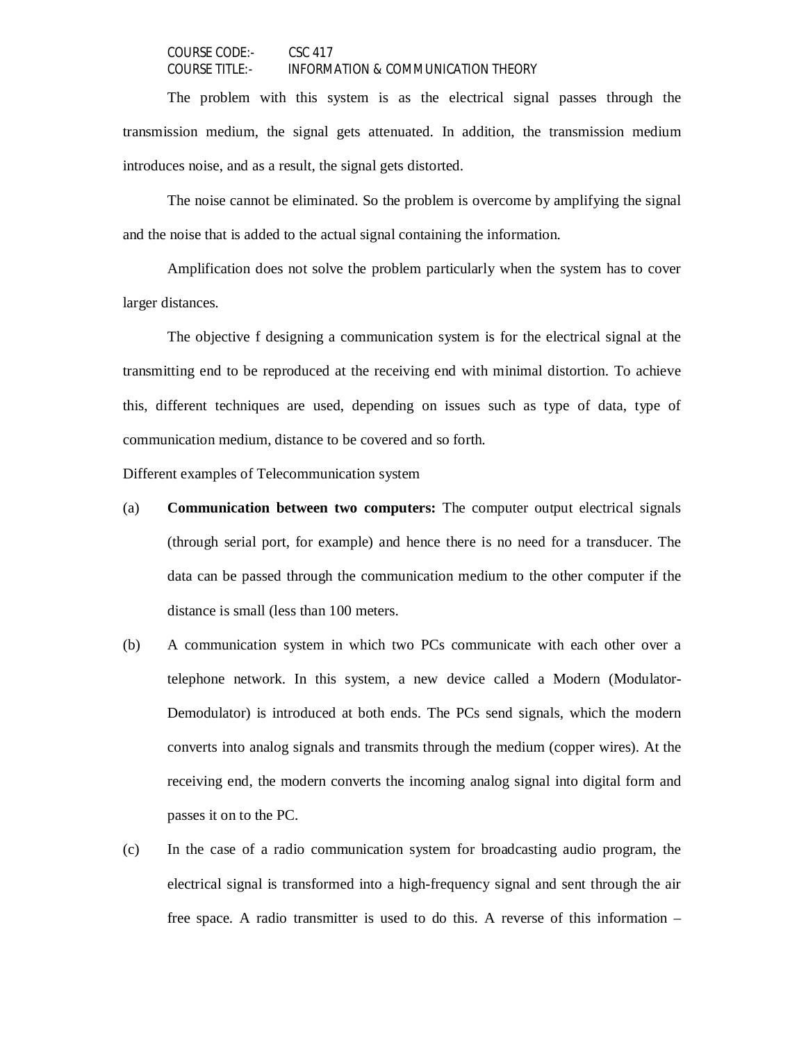The problem with this system is as the electrical signal passes through the transmission medium, the signal gets attenuated. In addition, the transmission medium introduces noise, and as a result, the signal gets distorted.

The noise cannot be eliminated. So the problem is overcome by amplifying the signal and the noise that is added to the actual signal containing the information.

Amplification does not solve the problem particularly when the system has to cover larger distances.

The objective f designing a communication system is for the electrical signal at the transmitting end to be reproduced at the receiving end with minimal distortion. To achieve this, different techniques are used, depending on issues such as type of data, type of communication medium, distance to be covered and so forth.

Different examples of Telecommunication system

(a) **Communication between two computers:** The computer output electrical signals (through serial port, for example) and hence there is no need for a transducer. The data can be passed through the communication medium to the other computer if the distance is small (less than 100 meters.

(b) A communication system in which two PCs communicate with each other over a telephone network. In this system, a new device called a Modern (Modulator-Demodulator) is introduced at both ends. The PCs send signals, which the modern converts into analog signals and transmits through the medium (copper wires). At the receiving end, the modern converts the incoming analog signal into digital form and passes it on to the PC.

(c) In the case of a radio communication system for broadcasting audio program, the electrical signal is transformed into a high-frequency signal and sent through the air free space. A radio transmitter is used to do this. A reverse of this information –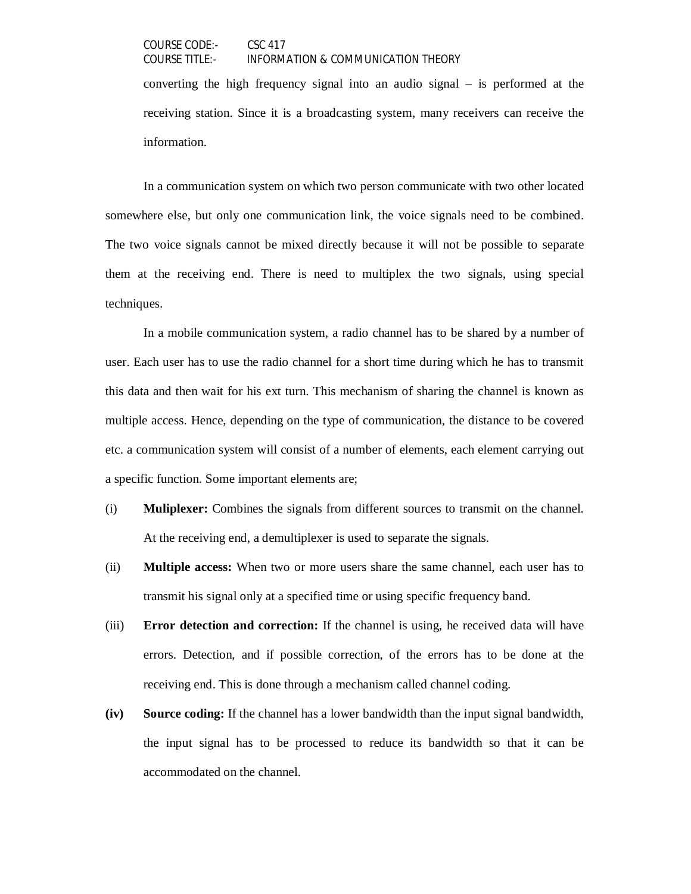converting the high frequency signal into an audio signal – is performed at the receiving station. Since it is a broadcasting system, many receivers can receive the information.

In a communication system on which two person communicate with two other located somewhere else, but only one communication link, the voice signals need to be combined. The two voice signals cannot be mixed directly because it will not be possible to separate them at the receiving end. There is need to multiplex the two signals, using special techniques.

In a mobile communication system, a radio channel has to be shared by a number of user. Each user has to use the radio channel for a short time during which he has to transmit this data and then wait for his ext turn. This mechanism of sharing the channel is known as multiple access. Hence, depending on the type of communication, the distance to be covered etc. a communication system will consist of a number of elements, each element carrying out a specific function. Some important elements are;

(i) **Muliplexer:** Combines the signals from different sources to transmit on the channel. At the receiving end, a demultiplexer is used to separate the signals.

(ii) **Multiple access:** When two or more users share the same channel, each user has to transmit his signal only at a specified time or using specific frequency band.

(iii) **Error detection and correction:** If the channel is using, he received data will have errors. Detection, and if possible correction, of the errors has to be done at the receiving end. This is done through a mechanism called channel coding.

**(iv)** **Source coding:** If the channel has a lower bandwidth than the input signal bandwidth, the input signal has to be processed to reduce its bandwidth so that it can be accommodated on the channel.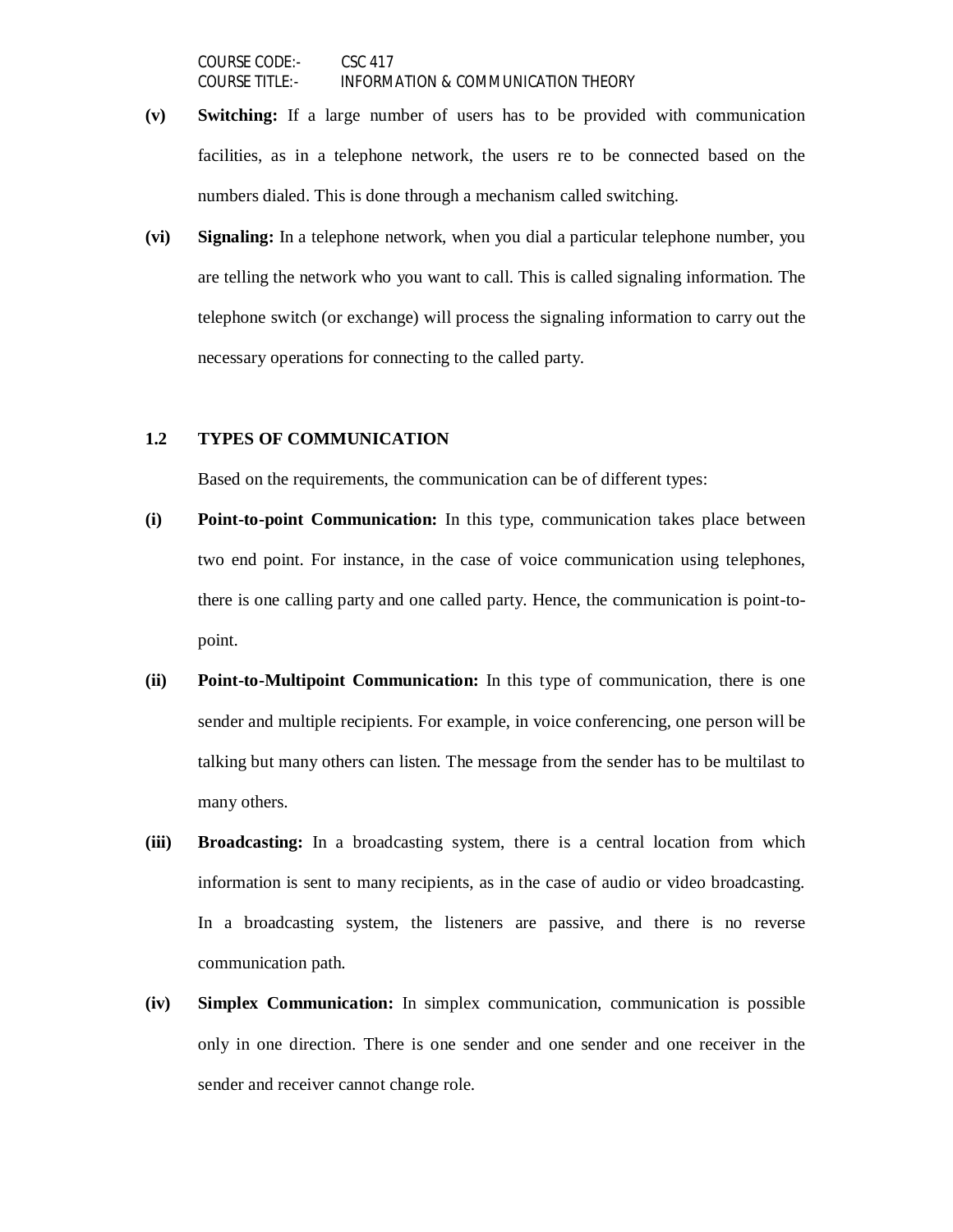**(v)** **Switching:** If a large number of users has to be provided with communication facilities, as in a telephone network, the users re to be connected based on the numbers dialed. This is done through a mechanism called switching.

**(vi)** **Signaling:** In a telephone network, when you dial a particular telephone number, you are telling the network who you want to call. This is called signaling information. The telephone switch (or exchange) will process the signaling information to carry out the necessary operations for connecting to the called party.

## 1.2 TYPES OF COMMUNICATION

Based on the requirements, the communication can be of different types:

**(i)** **Point-to-point Communication:** In this type, communication takes place between two end point. For instance, in the case of voice communication using telephones, there is one calling party and one called party. Hence, the communication is point-to-point.

**(ii)** **Point-to-Multipoint Communication:** In this type of communication, there is one sender and multiple recipients. For example, in voice conferencing, one person will be talking but many others can listen. The message from the sender has to be multilast to many others.

**(iii)** **Broadcasting:** In a broadcasting system, there is a central location from which information is sent to many recipients, as in the case of audio or video broadcasting. In a broadcasting system, the listeners are passive, and there is no reverse communication path.

**(iv)** **Simplex Communication:** In simplex communication, communication is possible only in one direction. There is one sender and one sender and one receiver in the sender and receiver cannot change role.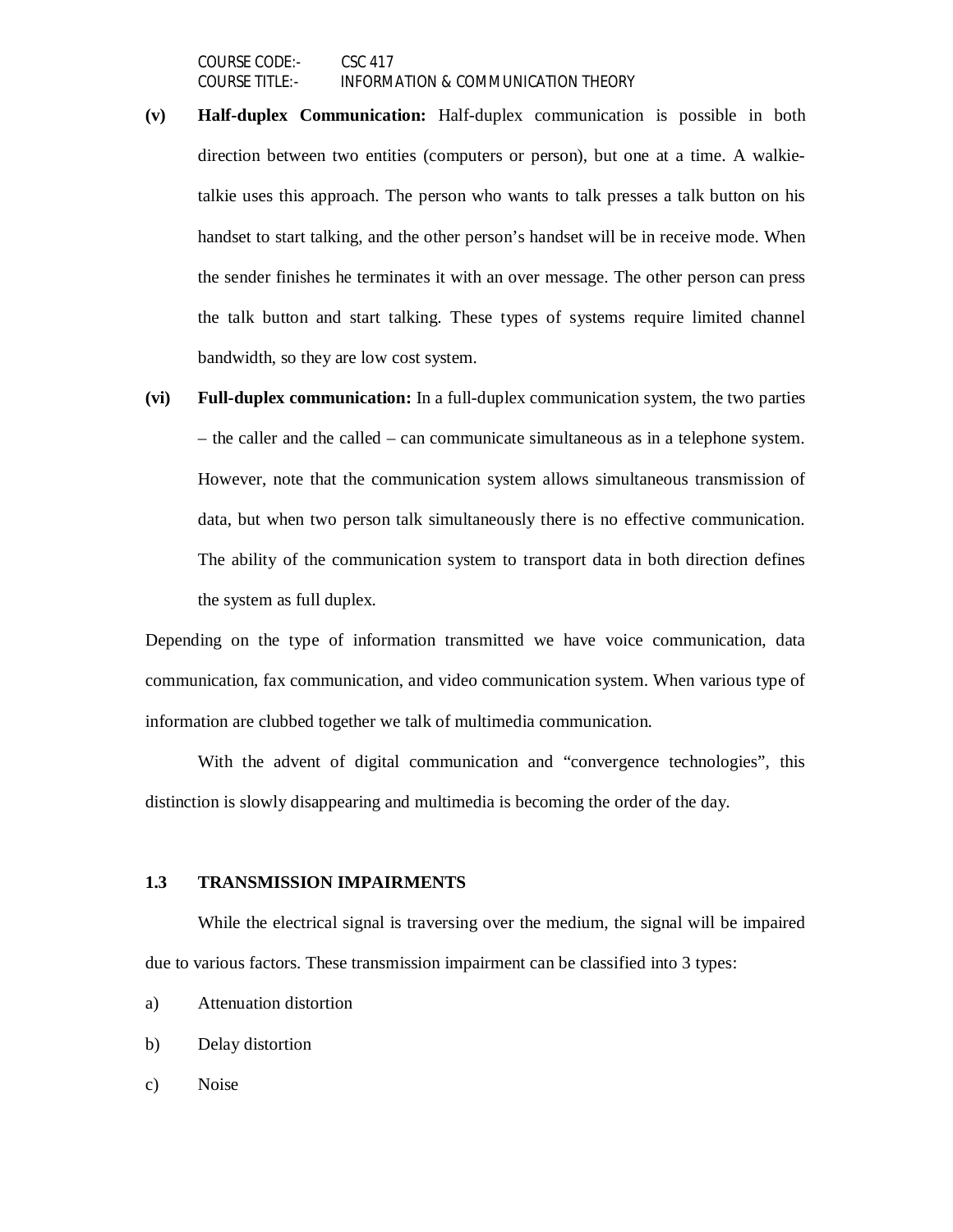**(v)** **Half-duplex Communication:** Half-duplex communication is possible in both direction between two entities (computers or person), but one at a time. A walkie-talkie uses this approach. The person who wants to talk presses a talk button on his handset to start talking, and the other person's handset will be in receive mode. When the sender finishes he terminates it with an over message. The other person can press the talk button and start talking. These types of systems require limited channel bandwidth, so they are low cost system.

**(vi)** **Full-duplex communication:** In a full-duplex communication system, the two parties – the caller and the called – can communicate simultaneous as in a telephone system. However, note that the communication system allows simultaneous transmission of data, but when two person talk simultaneously there is no effective communication. The ability of the communication system to transport data in both direction defines the system as full duplex.

Depending on the type of information transmitted we have voice communication, data communication, fax communication, and video communication system. When various type of information are clubbed together we talk of multimedia communication.

With the advent of digital communication and "convergence technologies", this distinction is slowly disappearing and multimedia is becoming the order of the day.

### 1.3 TRANSMISSION IMPAIRMENTS

While the electrical signal is traversing over the medium, the signal will be impaired due to various factors. These transmission impairment can be classified into 3 types:

a) Attenuation distortion

b) Delay distortion

c) Noise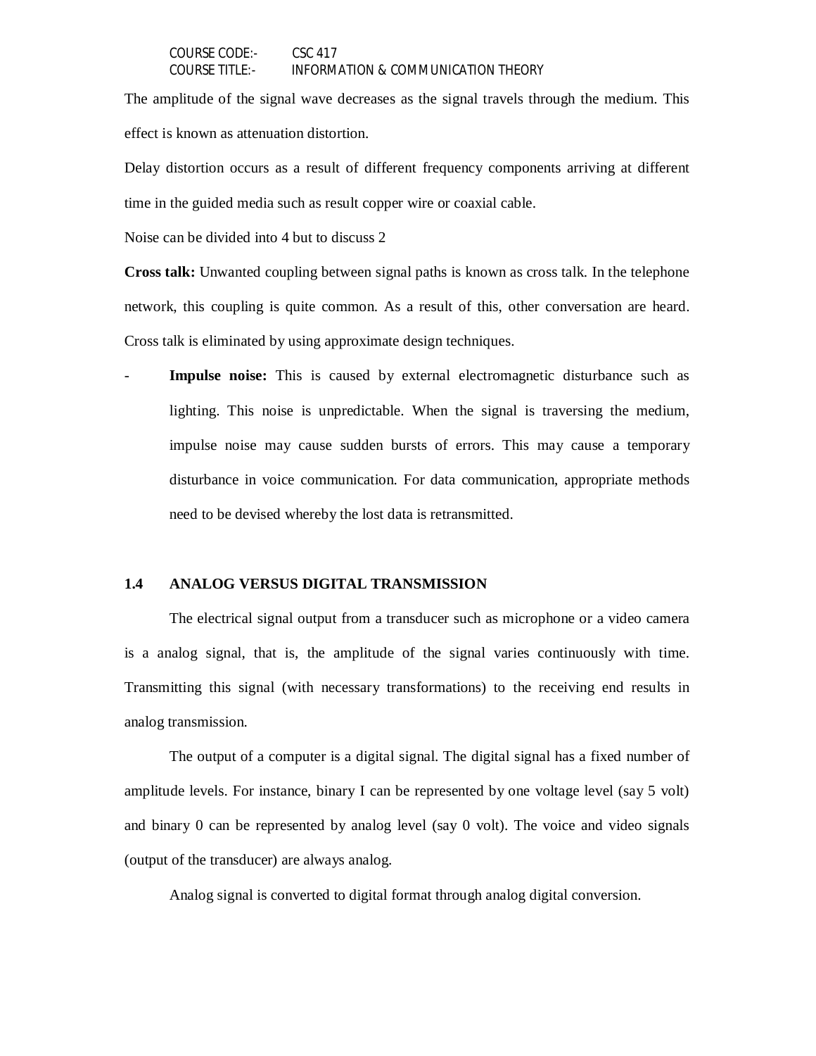The amplitude of the signal wave decreases as the signal travels through the medium. This effect is known as attenuation distortion.

Delay distortion occurs as a result of different frequency components arriving at different time in the guided media such as result copper wire or coaxial cable.

Noise can be divided into 4 but to discuss 2

**Cross talk:** Unwanted coupling between signal paths is known as cross talk. In the telephone network, this coupling is quite common. As a result of this, other conversation are heard. Cross talk is eliminated by using approximate design techniques.

- **Impulse noise:** This is caused by external electromagnetic disturbance such as lighting. This noise is unpredictable. When the signal is traversing the medium, impulse noise may cause sudden bursts of errors. This may cause a temporary disturbance in voice communication. For data communication, appropriate methods need to be devised whereby the lost data is retransmitted.

## 1.4 ANALOG VERSUS DIGITAL TRANSMISSION

The electrical signal output from a transducer such as microphone or a video camera is a analog signal, that is, the amplitude of the signal varies continuously with time. Transmitting this signal (with necessary transformations) to the receiving end results in analog transmission.

The output of a computer is a digital signal. The digital signal has a fixed number of amplitude levels. For instance, binary I can be represented by one voltage level (say 5 volt) and binary 0 can be represented by analog level (say 0 volt). The voice and video signals (output of the transducer) are always analog.

Analog signal is converted to digital format through analog digital conversion.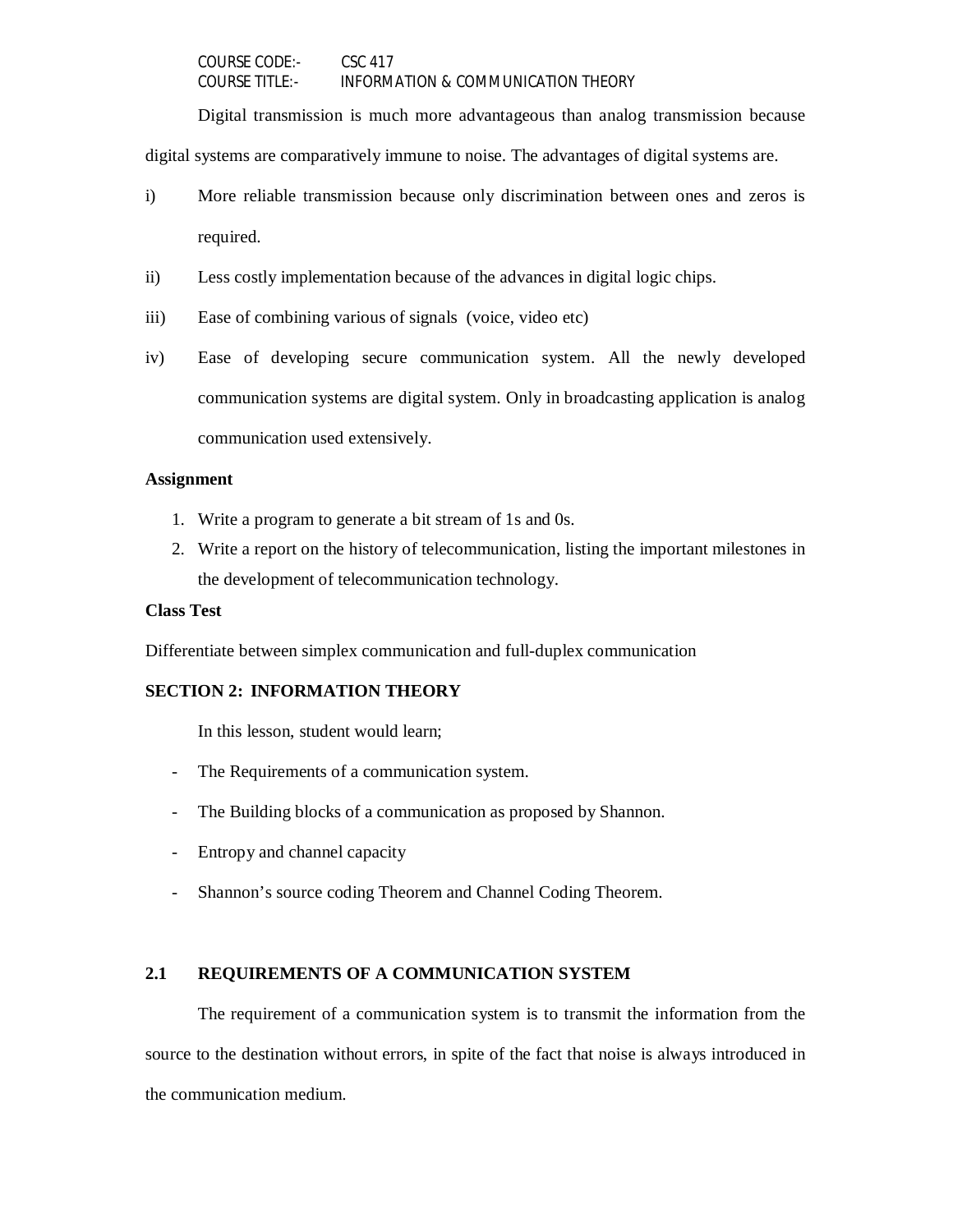Digital transmission is much more advantageous than analog transmission because digital systems are comparatively immune to noise. The advantages of digital systems are.

i) More reliable transmission because only discrimination between ones and zeros is required.

ii) Less costly implementation because of the advances in digital logic chips.

iii) Ease of combining various of signals (voice, video etc)

iv) Ease of developing secure communication system. All the newly developed communication systems are digital system. Only in broadcasting application is analog communication used extensively.

**Assignment**

1. Write a program to generate a bit stream of 1s and 0s.
2. Write a report on the history of telecommunication, listing the important milestones in the development of telecommunication technology.

**Class Test**

Differentiate between simplex communication and full-duplex communication

## SECTION 2: INFORMATION THEORY

In this lesson, student would learn;

- The Requirements of a communication system.
- The Building blocks of a communication as proposed by Shannon.
- Entropy and channel capacity
- Shannon's source coding Theorem and Channel Coding Theorem.

### 2.1 REQUIREMENTS OF A COMMUNICATION SYSTEM

The requirement of a communication system is to transmit the information from the source to the destination without errors, in spite of the fact that noise is always introduced in the communication medium.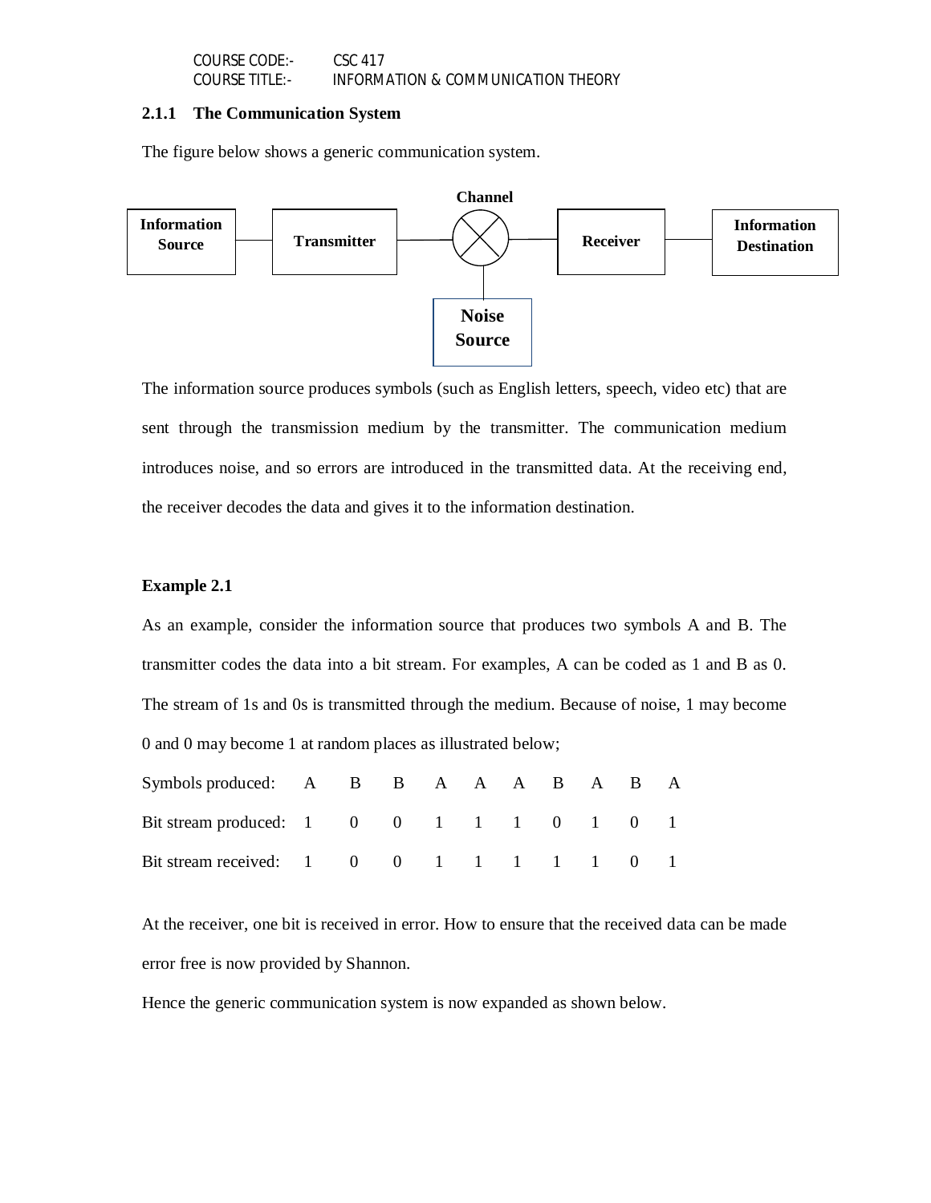### 2.1.1 The Communication System

The figure below shows a generic communication system.

The information source produces symbols (such as English letters, speech, video etc) that are sent through the transmission medium by the transmitter. The communication medium introduces noise, and so errors are introduced in the transmitted data. At the receiving end, the receiver decodes the data and gives it to the information destination.

**Example 2.1**

As an example, consider the information source that produces two symbols A and B. The transmitter codes the data into a bit stream. For examples, A can be coded as 1 and B as 0. The stream of 1s and 0s is transmitted through the medium. Because of noise, 1 may become 0 and 0 may become 1 at random places as illustrated below;

| | | | | | | | | | | |
|---|---|---|---|---|---|---|---|---|---|---|
| Symbols produced: | A | B | B | A | A | A | B | A | B | A |
| Bit stream produced: | 1 | 0 | 0 | 1 | 1 | 1 | 0 | 1 | 0 | 1 |
| Bit stream received: | 1 | 0 | 0 | 1 | 1 | 1 | 1 | 1 | 0 | 1 |

At the receiver, one bit is received in error. How to ensure that the received data can be made error free is now provided by Shannon.

Hence the generic communication system is now expanded as shown below.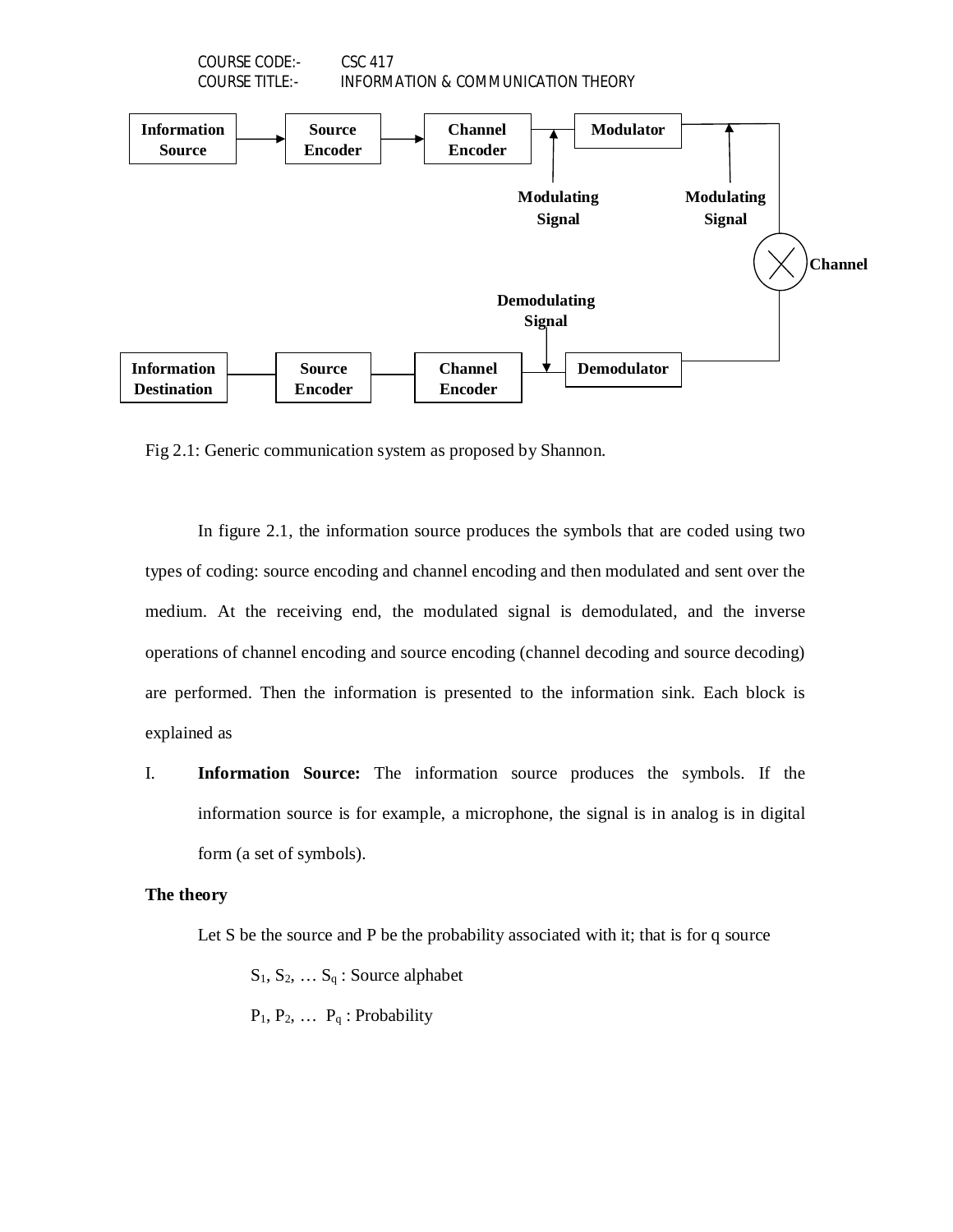Fig 2.1: Generic communication system as proposed by Shannon.

In figure 2.1, the information source produces the symbols that are coded using two types of coding: source encoding and channel encoding and then modulated and sent over the medium. At the receiving end, the modulated signal is demodulated, and the inverse operations of channel encoding and source encoding (channel decoding and source decoding) are performed. Then the information is presented to the information sink. Each block is explained as

I. **Information Source:** The information source produces the symbols. If the information source is for example, a microphone, the signal is in analog is in digital form (a set of symbols).

**The theory**

Let S be the source and P be the probability associated with it; that is for q source

$S_1, S_2, \ldots S_q$ : Source alphabet

$P_1, P_2, \ldots\ P_q$ : Probability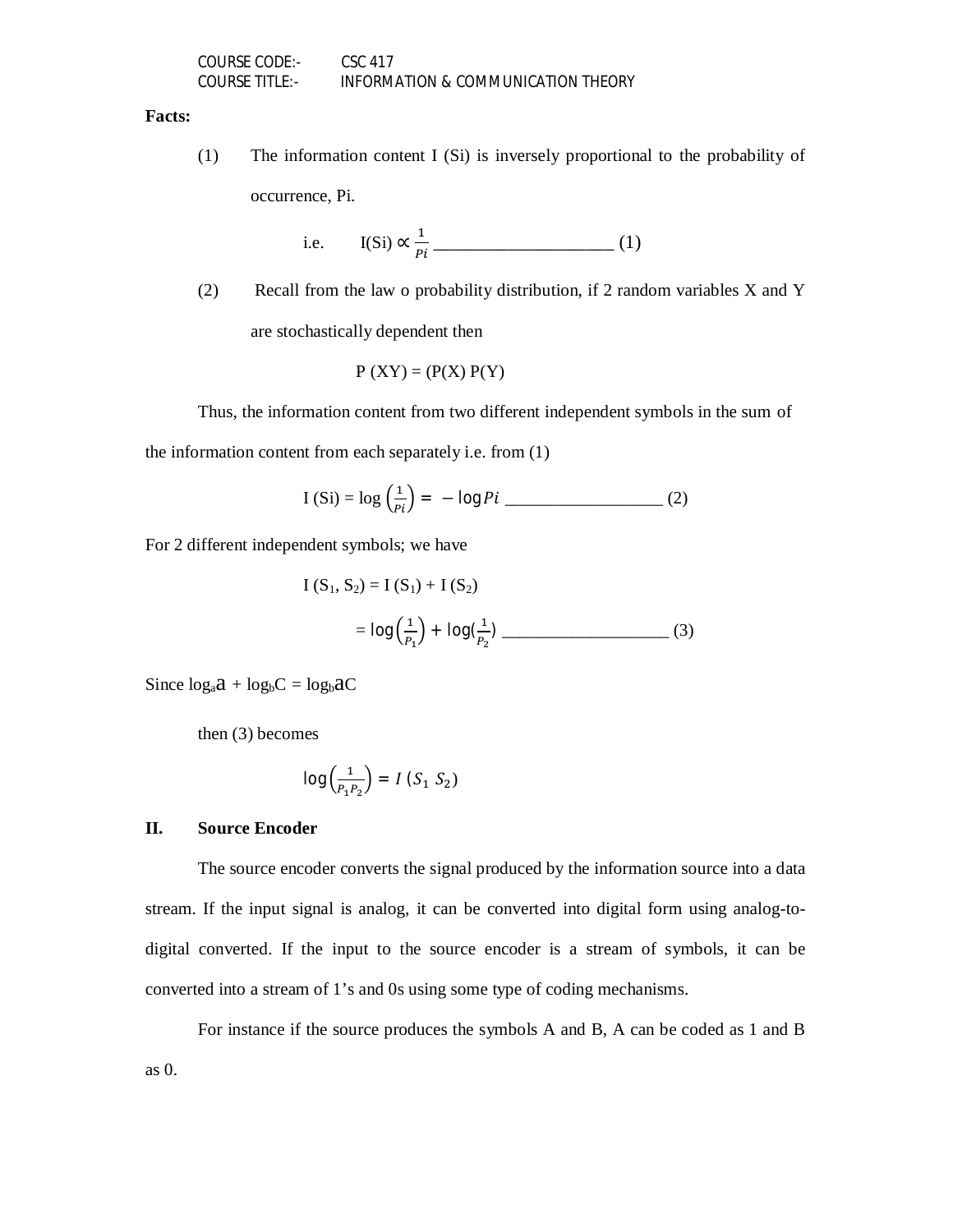**Facts:**

(1) The information content I (Si) is inversely proportional to the probability of occurrence, Pi.

i.e. $I(Si) \propto \frac{1}{Pi}$ ____________________ (1)

(2) Recall from the law o probability distribution, if 2 random variables X and Y are stochastically dependent then

$$P(XY) = (P(X)\,P(Y)$$

Thus, the information content from two different independent symbols in the sum of the information content from each separately i.e. from (1)

$I(Si) = \log\left(\frac{1}{Pi}\right) = -\log Pi$ __________________ (2)

For 2 different independent symbols; we have

$$I(S_1, S_2) = I(S_1) + I(S_2)$$

$= \log\left(\frac{1}{P_1}\right) + \log\left(\frac{1}{P_2}\right)$ ___________________ (3)

Since $\log_a a + \log_b C = \log_b aC$

then (3) becomes

$$\log\left(\frac{1}{P_1 P_2}\right) = I(S_1\ S_2)$$

## II. Source Encoder

The source encoder converts the signal produced by the information source into a data stream. If the input signal is analog, it can be converted into digital form using analog-to-digital converted. If the input to the source encoder is a stream of symbols, it can be converted into a stream of 1's and 0s using some type of coding mechanisms.

For instance if the source produces the symbols A and B, A can be coded as 1 and B as 0.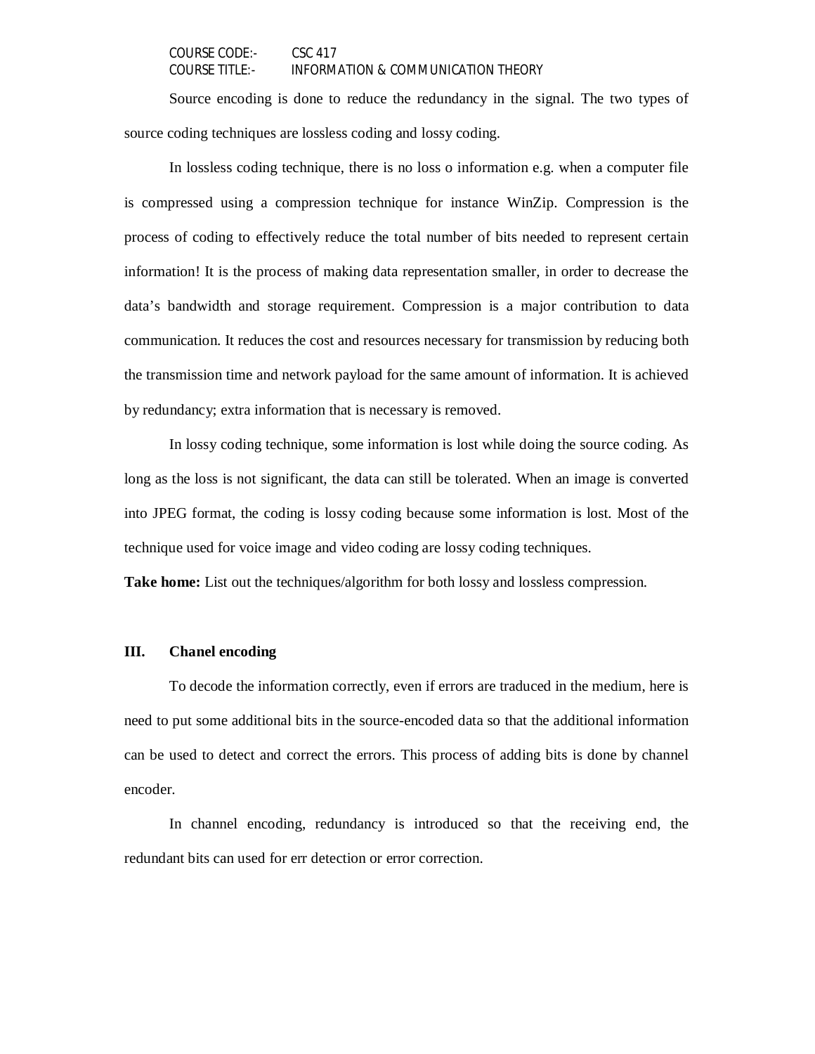Source encoding is done to reduce the redundancy in the signal. The two types of source coding techniques are lossless coding and lossy coding.

In lossless coding technique, there is no loss o information e.g. when a computer file is compressed using a compression technique for instance WinZip. Compression is the process of coding to effectively reduce the total number of bits needed to represent certain information! It is the process of making data representation smaller, in order to decrease the data's bandwidth and storage requirement. Compression is a major contribution to data communication. It reduces the cost and resources necessary for transmission by reducing both the transmission time and network payload for the same amount of information. It is achieved by redundancy; extra information that is necessary is removed.

In lossy coding technique, some information is lost while doing the source coding. As long as the loss is not significant, the data can still be tolerated. When an image is converted into JPEG format, the coding is lossy coding because some information is lost. Most of the technique used for voice image and video coding are lossy coding techniques.

**Take home:** List out the techniques/algorithm for both lossy and lossless compression.

### III. Chanel encoding

To decode the information correctly, even if errors are traduced in the medium, here is need to put some additional bits in the source-encoded data so that the additional information can be used to detect and correct the errors. This process of adding bits is done by channel encoder.

In channel encoding, redundancy is introduced so that the receiving end, the redundant bits can used for err detection or error correction.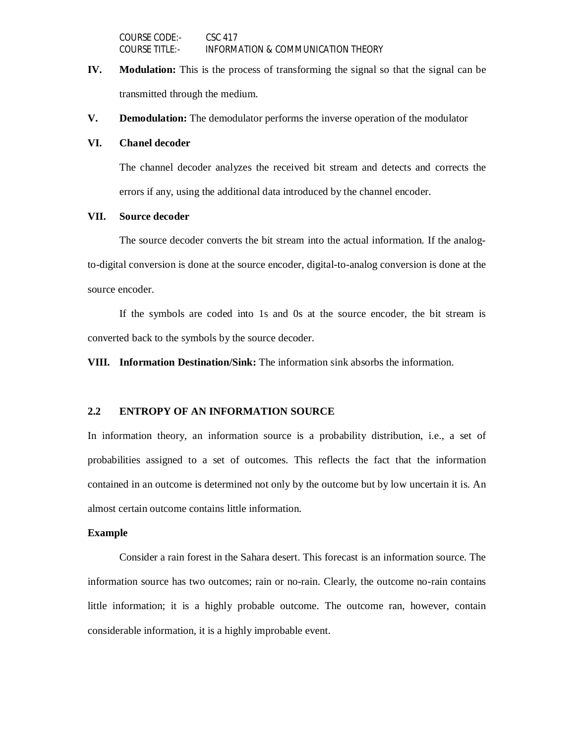**IV. Modulation:** This is the process of transforming the signal so that the signal can be transmitted through the medium.

**V. Demodulation:** The demodulator performs the inverse operation of the modulator

**VI. Chanel decoder**

The channel decoder analyzes the received bit stream and detects and corrects the errors if any, using the additional data introduced by the channel encoder.

**VII. Source decoder**

The source decoder converts the bit stream into the actual information. If the analog-to-digital conversion is done at the source encoder, digital-to-analog conversion is done at the source encoder.

If the symbols are coded into 1s and 0s at the source encoder, the bit stream is converted back to the symbols by the source decoder.

**VIII. Information Destination/Sink:** The information sink absorbs the information.

## 2.2 ENTROPY OF AN INFORMATION SOURCE

In information theory, an information source is a probability distribution, i.e., a set of probabilities assigned to a set of outcomes. This reflects the fact that the information contained in an outcome is determined not only by the outcome but by low uncertain it is. An almost certain outcome contains little information.

**Example**

Consider a rain forest in the Sahara desert. This forecast is an information source. The information source has two outcomes; rain or no-rain. Clearly, the outcome no-rain contains little information; it is a highly probable outcome. The outcome ran, however, contain considerable information, it is a highly improbable event.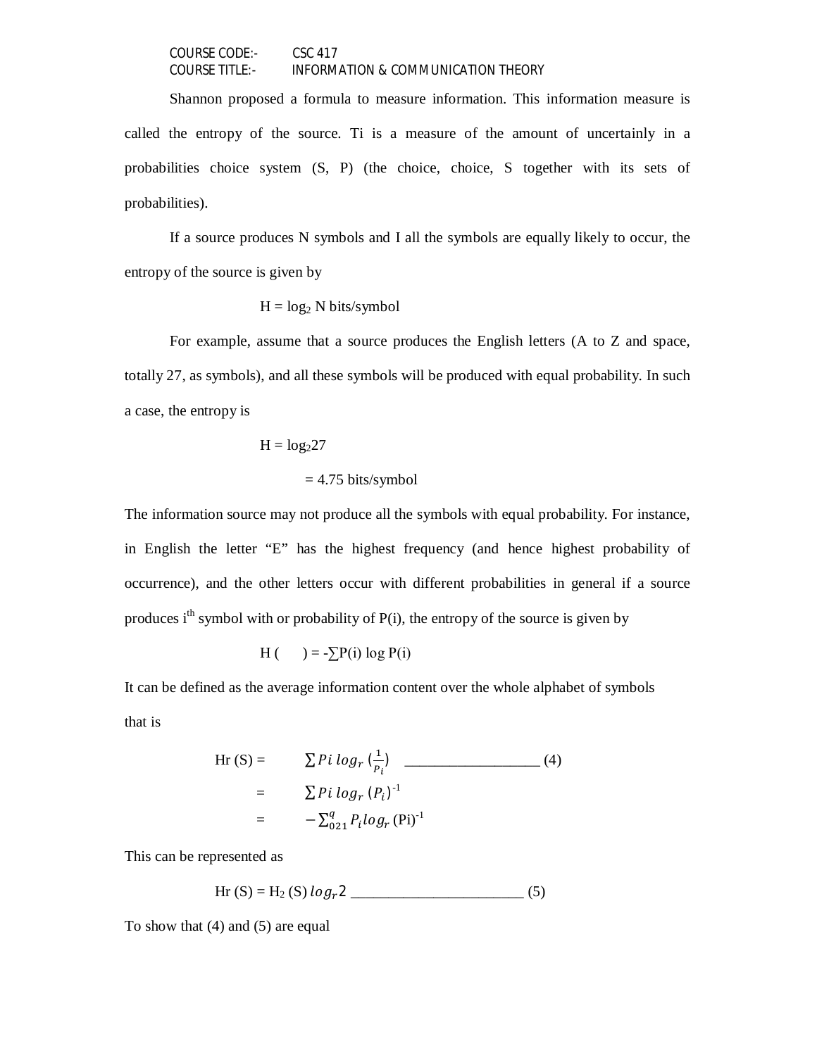Shannon proposed a formula to measure information. This information measure is called the entropy of the source. Ti is a measure of the amount of uncertainly in a probabilities choice system (S, P) (the choice, choice, S together with its sets of probabilities).

If a source produces N symbols and I all the symbols are equally likely to occur, the entropy of the source is given by

$$H = \log_2 N \text{ bits/symbol}$$

For example, assume that a source produces the English letters (A to Z and space, totally 27, as symbols), and all these symbols will be produced with equal probability. In such a case, the entropy is

$$H = \log_2 27$$

$$= 4.75 \text{ bits/symbol}$$

The information source may not produce all the symbols with equal probability. For instance, in English the letter "E" has the highest frequency (and hence highest probability of occurrence), and the other letters occur with different probabilities in general if a source produces $i^{th}$ symbol with or probability of P(i), the entropy of the source is given by

$$H(\quad) = -\sum P(i) \log P(i)$$

It can be defined as the average information content over the whole alphabet of symbols that is

$$Hr(S) = \sum Pi \, log_r \left(\frac{1}{P_i}\right) \quad \_\_\_\_\_\_\_\_\_\_\_\_\_\_\_\_\_\_ (4)$$

$$= \sum Pi \, log_r \left(P_i\right)^{-1}$$

$$= -\sum_{021}^{q} P_i log_r (Pi)^{-1}$$

This can be represented as

$$Hr(S) = H_2(S) \, log_r 2 \quad \_\_\_\_\_\_\_\_\_\_\_\_\_\_\_\_\_\_\_\_\_\_ (5)$$

To show that (4) and (5) are equal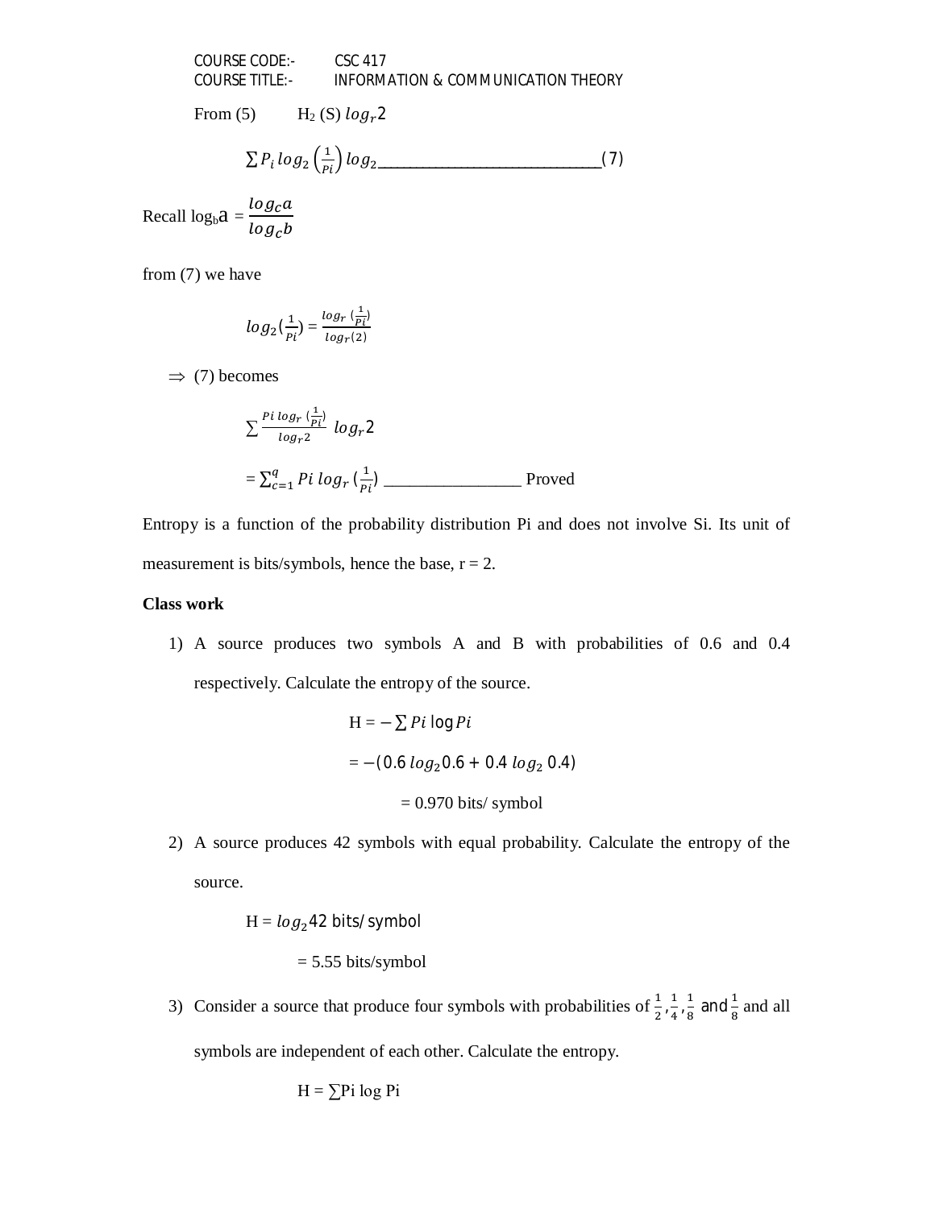From (5) $H_2$ (S) $log_r 2$

$$\sum P_i \, log_2\left(\frac{1}{Pi}\right) log_2 \text{\_\_\_\_\_\_\_\_\_\_\_\_\_\_\_\_\_\_\_\_\_\_\_\_\_\_\_}(7)$$

Recall $\log_b a = \frac{log_c a}{log_c b}$

from (7) we have

$$log_2\left(\frac{1}{Pi}\right) = \frac{log_r\left(\frac{1}{Pi}\right)}{log_r(2)}$$

$\Rightarrow$ (7) becomes

$$\sum \frac{Pi \, log_r\left(\frac{1}{Pi}\right)}{log_r 2} \, log_r 2$$

$$= \sum_{c=1}^{q} Pi \, log_r\left(\frac{1}{Pi}\right) \text{\_\_\_\_\_\_\_\_\_\_\_\_\_\_\_\_ Proved}$$

Entropy is a function of the probability distribution Pi and does not involve Si. Its unit of measurement is bits/symbols, hence the base, r = 2.

**Class work**

1) A source produces two symbols A and B with probabilities of 0.6 and 0.4 respectively. Calculate the entropy of the source.

$$H = -\sum Pi \log Pi$$

$$= -(0.6 \, log_2 0.6 + 0.4 \, log_2 0.4)$$

$$= 0.970 \text{ bits/ symbol}$$

2) A source produces 42 symbols with equal probability. Calculate the entropy of the source.

$$H = log_2 42 \text{ bits/ symbol}$$

$$= 5.55 \text{ bits/symbol}$$

3) Consider a source that produce four symbols with probabilities of $\frac{1}{2}, \frac{1}{4}, \frac{1}{8}$ and $\frac{1}{8}$ and all symbols are independent of each other. Calculate the entropy.

$$H = \sum Pi \log Pi$$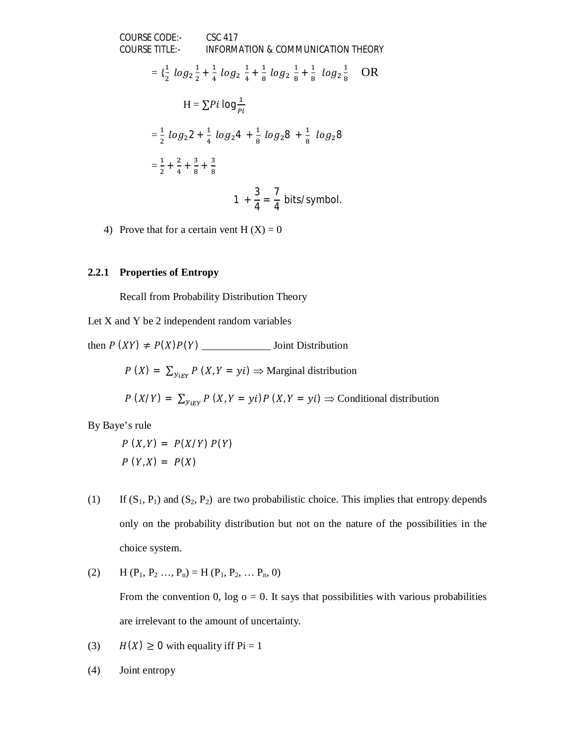$$= \{\tfrac{1}{2}\ log_2 \tfrac{1}{2} + \tfrac{1}{4}\ log_2\ \tfrac{1}{4} + \tfrac{1}{8}\ log_2\ \tfrac{1}{8} + \tfrac{1}{8}\ \ log_2 \tfrac{1}{8} \quad \text{OR}$$

$$H = \sum Pi \log \frac{1}{Pi}$$

$$= \frac{1}{2}\ log_2 2 + \frac{1}{4}\ log_2 4\ + \frac{1}{8}\ log_2 8\ + \frac{1}{8}\ \ log_2 8$$

$$= \frac{1}{2} + \frac{2}{4} + \frac{3}{8} + \frac{3}{8}$$

$$1\ + \frac{3}{4} = \frac{7}{4} \text{ bits/symbol.}$$

4) Prove that for a certain vent H (X) = 0

### 2.2.1 Properties of Entropy

Recall from Probability Distribution Theory

Let X and Y be 2 independent random variables

then $P\ (XY)\ \neq P(X)P(Y)$ _____________ Joint Distribution

$P\ (X) = \ \sum_{y_{iEY}} P\ (X, Y\ = yi) \Rightarrow$ Marginal distribution

$P\ (X/Y) = \ \sum_{y_{iEY}} P\ (X, Y\ = yi) P\ (X, Y\ = yi) \Rightarrow$ Conditional distribution

By Baye's rule

$P\ (X, Y) = \ P(X/Y)\ P(Y)$

$P\ (Y, X) = \ P(X)$

(1) If ($S_1$, $P_1$) and ($S_2$, $P_2$) are two probabilistic choice. This implies that entropy depends only on the probability distribution but not on the nature of the possibilities in the choice system.

(2) H ($P_1$, $P_2$ …, $P_n$) = H ($P_1$, $P_2$, … $P_n$, 0)

From the convention 0, log o = 0. It says that possibilities with various probabilities are irrelevant to the amount of uncertainty.

(3) $H(X) \geq 0$ with equality iff Pi = 1

(4) Joint entropy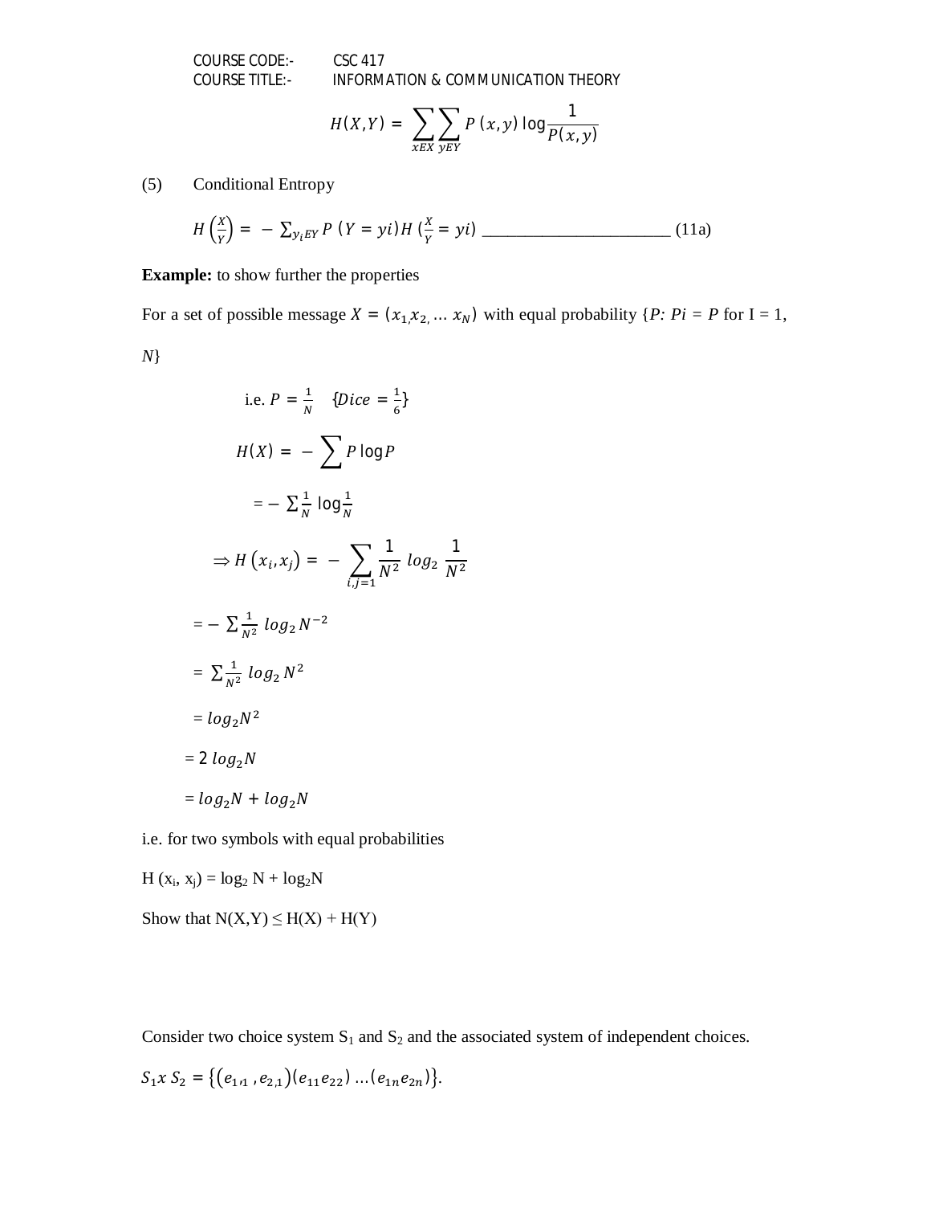$$H(X,Y) = \sum_{xEX} \sum_{yEY} P(x,y) \log \frac{1}{P(x,y)}$$

(5) Conditional Entropy

$$H\left(\frac{X}{Y}\right) = -\sum_{y_i EY} P(Y = yi) H\left(\frac{X}{Y} = yi\right) \text{ \_\_\_\_\_\_\_\_\_\_\_\_\_\_\_\_\_\_\_\_\_\_\_\_ (11a)}$$

**Example:** to show further the properties

For a set of possible message $X = (x_1, x_2, \ldots x_N)$ with equal probability $\{P: Pi = P$ for I = 1, $N\}$

i.e. $P = \frac{1}{N}$ $\{Dice = \frac{1}{6}\}$

$$H(X) = -\sum P \log P$$

$$= -\sum \frac{1}{N} \log \frac{1}{N}$$

$$\Rightarrow H(x_i, x_j) = -\sum_{i,j=1} \frac{1}{N^2} \log_2 \frac{1}{N^2}$$

$$= -\sum \frac{1}{N^2} \log_2 N^{-2}$$

$$= \sum \frac{1}{N^2} \log_2 N^2$$

$$= \log_2 N^2$$

$$= 2 \log_2 N$$

$$= \log_2 N + \log_2 N$$

i.e. for two symbols with equal probabilities

$H(x_i, x_j) = \log_2 N + \log_2 N$

Show that $N(X,Y) \leq H(X) + H(Y)$

Consider two choice system $S_1$ and $S_2$ and the associated system of independent choices.

$S_1 x\, S_2 = \{(e_{1,1}, e_{2,1})(e_{11} e_{22}) \ldots (e_{1n} e_{2n})\}$.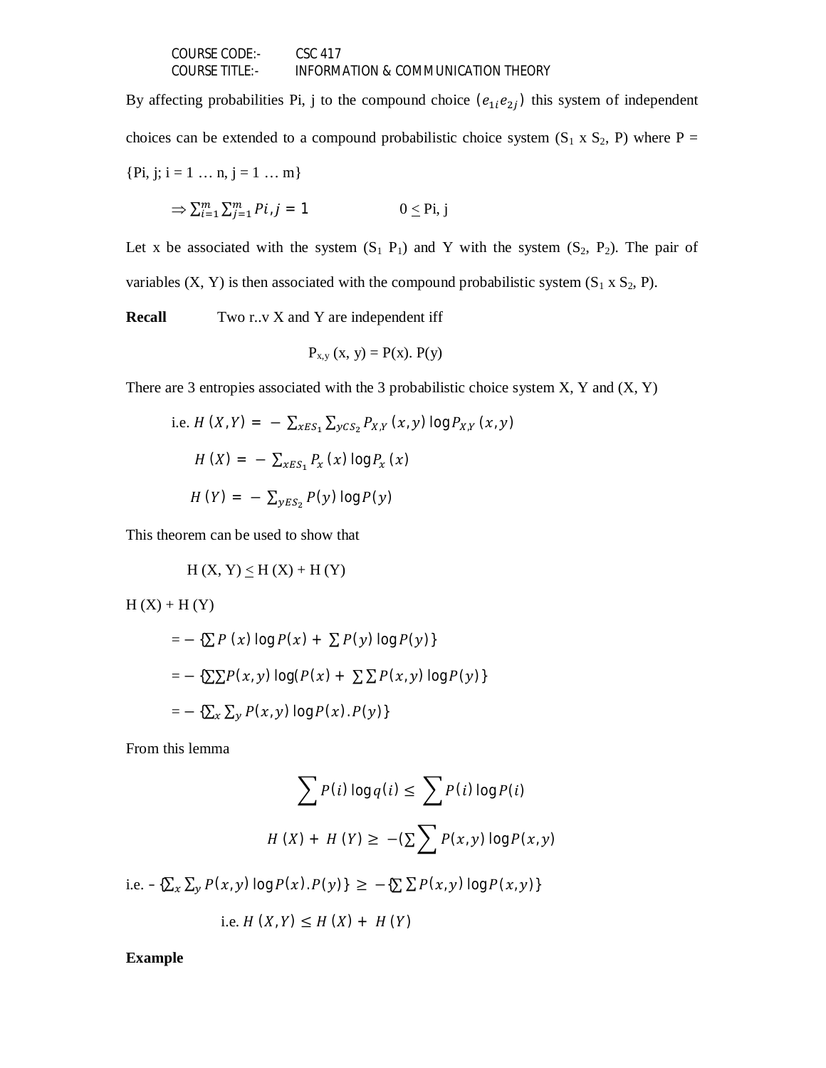By affecting probabilities Pi, j to the compound choice $(e_{1i}e_{2j})$ this system of independent choices can be extended to a compound probabilistic choice system ($S_1$ x $S_2$, P) where P = {Pi, j; i = 1 … n, j = 1 … m}

$$\Rightarrow \sum_{i=1}^{m} \sum_{j=1}^{m} Pi, j = 1 \qquad 0 \leq Pi, j$$

Let x be associated with the system ($S_1$ $P_1$) and Y with the system ($S_2$, $P_2$). The pair of variables (X, Y) is then associated with the compound probabilistic system ($S_1$ x $S_2$, P).

**Recall** Two r..v X and Y are independent iff

$$P_{x,y}(x, y) = P(x). P(y)$$

There are 3 entropies associated with the 3 probabilistic choice system X, Y and (X, Y)

i.e. $H(X,Y) = -\sum_{xES_1} \sum_{yCS_2} P_{X,Y}(x,y) \log P_{X,Y}(x,y)$

$$H(X) = -\sum_{xES_1} P_x(x) \log P_x(x)$$

$$H(Y) = -\sum_{yES_2} P(y) \log P(y)$$

This theorem can be used to show that

$$H(X, Y) \leq H(X) + H(Y)$$

H (X) + H (Y)

$$= -\{\sum P(x) \log P(x) + \sum P(y) \log P(y)\}$$

$$= -\{\sum\sum P(x,y) \log(P(x) + \sum\sum P(x,y) \log P(y)\}$$

$$= -\{\sum_x \sum_y P(x,y) \log P(x).P(y)\}$$

From this lemma

$$\sum P(i) \log q(i) \leq \sum P(i) \log P(i)$$

$$H(X) + H(Y) \geq -(\sum\sum P(x,y) \log P(x,y)$$

i.e. $-\{\sum_x \sum_y P(x,y) \log P(x).P(y)\} \geq -\{\sum\sum P(x,y) \log P(x,y)\}$

i.e. $H(X,Y) \leq H(X) + H(Y)$

**Example**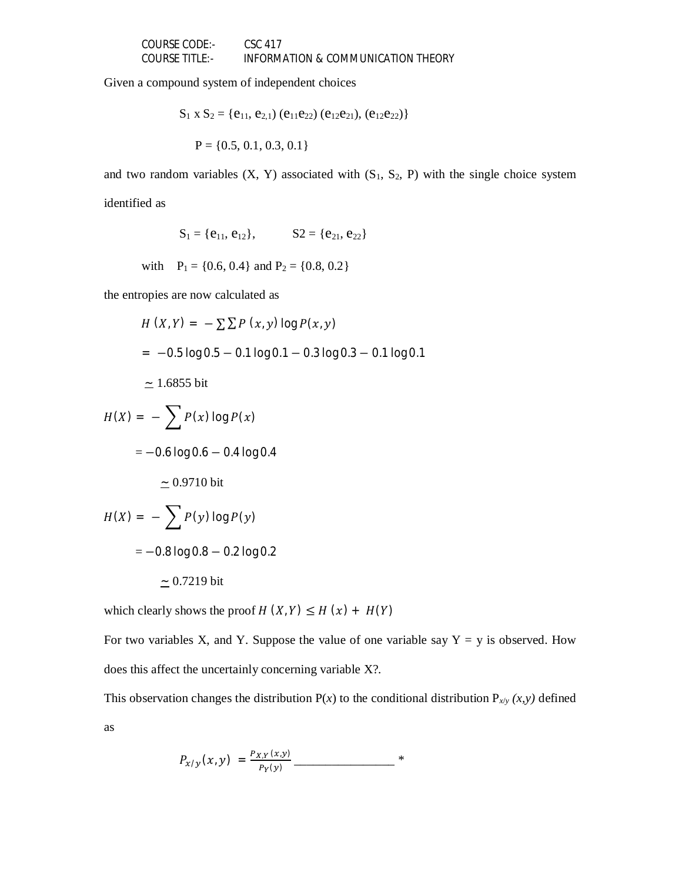Given a compound system of independent choices

$$S_1 \times S_2 = \{e_{11}, e_{2,1})\ (e_{11}e_{22})\ (e_{12}e_{21}),\ (e_{12}e_{22})\}$$

$$P = \{0.5, 0.1, 0.3, 0.1\}$$

and two random variables (X, Y) associated with ($S_1$, $S_2$, P) with the single choice system identified as

$$S_1 = \{e_{11}, e_{12}\}, \qquad S2 = \{e_{21}, e_{22}\}$$

with $P_1 = \{0.6, 0.4\}$ and $P_2 = \{0.8, 0.2\}$

the entropies are now calculated as

$$H\,(X,Y) = -\sum\sum P\,(x,y)\log P(x,y)$$

$$= -0.5\log 0.5 - 0.1\log 0.1 - 0.3\log 0.3 - 0.1\log 0.1$$

$$\simeq 1.6855 \text{ bit}$$

$$H(X) = -\sum P(x)\log P(x)$$

$$= -0.6\log 0.6 - 0.4\log 0.4$$

$$\simeq 0.9710 \text{ bit}$$

$$H(X) = -\sum P(y)\log P(y)$$

$$= -0.8\log 0.8 - 0.2\log 0.2$$

$$\simeq 0.7219 \text{ bit}$$

which clearly shows the proof $H\,(X,Y) \leq H\,(x) + H(Y)$

For two variables X, and Y. Suppose the value of one variable say Y = y is observed. How does this affect the uncertainly concerning variable X?.

This observation changes the distribution P(*x*) to the conditional distribution $P_{x/y}\,(x,y)$ defined as

$$P_{x/y}(x,y) = \frac{P_{X,Y}\,(x,y)}{P_Y(y)} \text{ \_\_\_\_\_\_\_\_\_\_\_\_\_\_\_\_ } *$$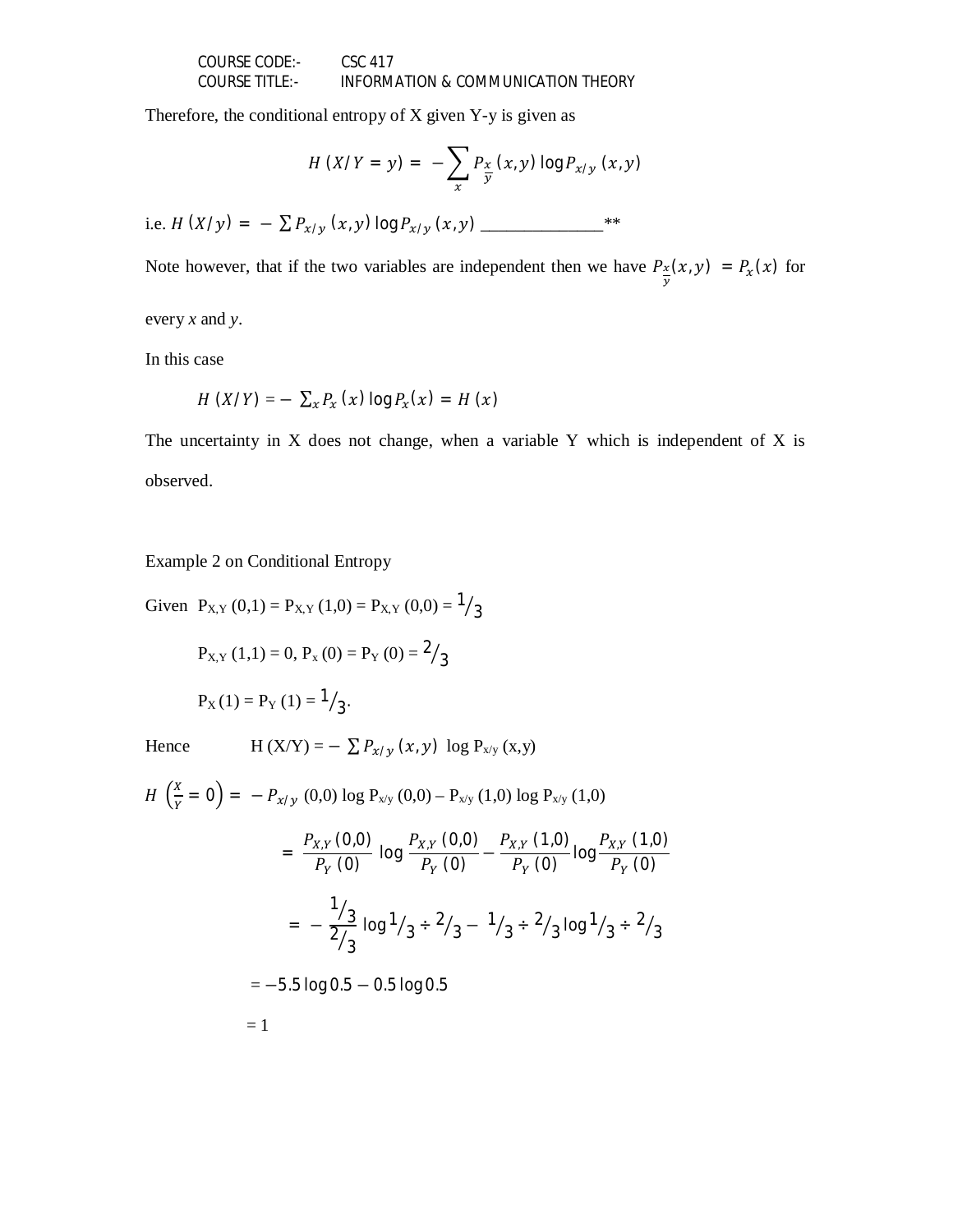Therefore, the conditional entropy of X given Y-y is given as

$$H\ (X/Y = y) = -\sum_{x} P_{\frac{x}{y}}\ (x,y)\ \log P_{x/y}\ (x,y)$$

i.e. $H\ (X/y) = -\sum P_{x/y}\ (x,y)\ \log P_{x/y}\ (x,y)$ ______________**

Note however, that if the two variables are independent then we have $P_{\frac{x}{y}}(x,y) = P_{x}(x)$ for every *x* and *y*.

In this case

$$H\ (X/Y) = -\sum_{x} P_{x}\ (x)\ \log P_{x}(x) = H\ (x)$$

The uncertainty in X does not change, when a variable Y which is independent of X is observed.

Example 2 on Conditional Entropy

Given $P_{X,Y}\ (0,1) = P_{X,Y}\ (1,0) = P_{X,Y}\ (0,0) = {}^{1}/_{3}$

$P_{X,Y}\ (1,1) = 0,\ P_{x}\ (0) = P_{Y}\ (0) = {}^{2}/_{3}$

$P_{X}\ (1) = P_{Y}\ (1) = {}^{1}/_{3}$.

Hence $H\ (X/Y) = -\sum P_{x/y}\ (x,y)\ \log P_{x/y}\ (x,y)$

$$H\ \left(\frac{X}{Y} = 0\right) = -P_{x/y}\ (0,0)\ \log P_{x/y}\ (0,0) - P_{x/y}\ (1,0)\ \log P_{x/y}\ (1,0)$$

$$= \frac{P_{X,Y}\ (0,0)}{P_{Y}\ (0)}\ \log \frac{P_{X,Y}\ (0,0)}{P_{Y}\ (0)} - \frac{P_{X,Y}\ (1,0)}{P_{Y}\ (0)} \log \frac{P_{X,Y}\ (1,0)}{P_{Y}\ (0)}$$

$$= -\frac{{}^{1}/_{3}}{{}^{2}/_{3}}\ \log {}^{1}/_{3} \div {}^{2}/_{3} - {}^{1}/_{3} \div {}^{2}/_{3} \log {}^{1}/_{3} \div {}^{2}/_{3}$$

$$= -5.5 \log 0.5 - 0.5 \log 0.5$$

$$= 1$$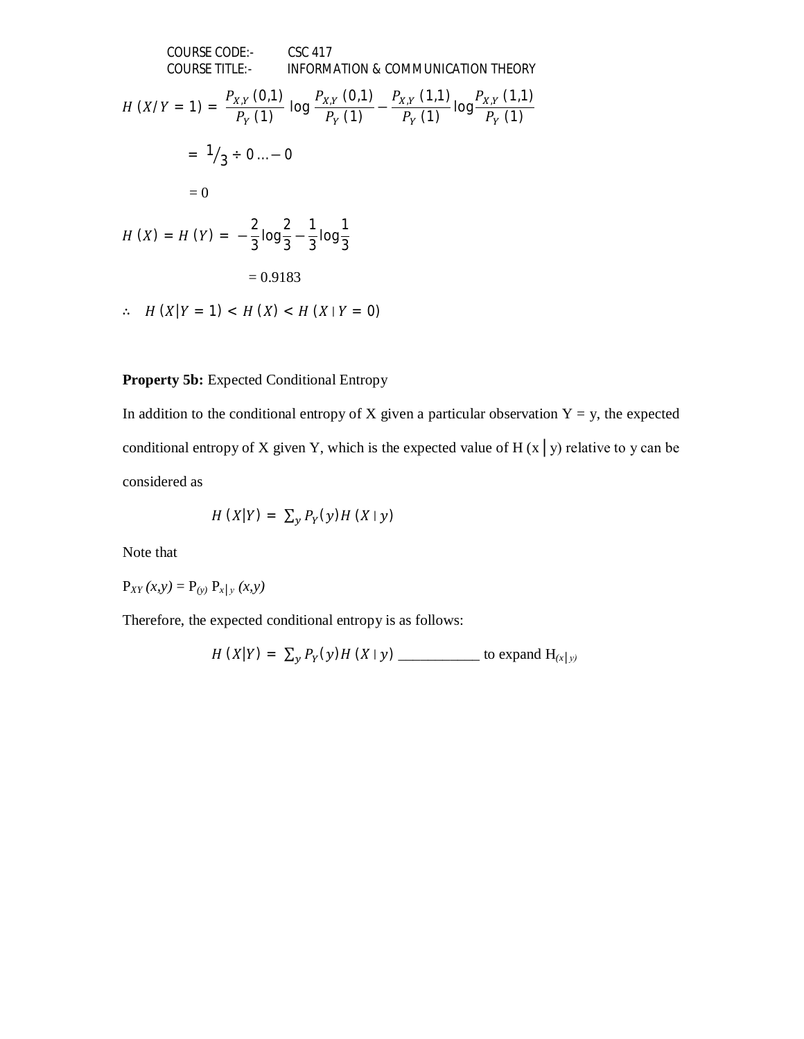$$H\ (X/Y = 1) = \frac{P_{X,Y}\ (0,1)}{P_Y\ (1)}\ \log \frac{P_{X,Y}\ (0,1)}{P_Y\ (1)} - \frac{P_{X,Y}\ (1,1)}{P_Y\ (1)} \log \frac{P_{X,Y}\ (1,1)}{P_Y\ (1)}$$

$$= {}^{1}\!/_{3} \div 0 \ldots - 0$$

$$= 0$$

$$H\ (X) = H\ (Y) = -\frac{2}{3}\log\frac{2}{3} - \frac{1}{3}\log\frac{1}{3}$$

$$= 0.9183$$

$$\therefore \quad H\ (X|Y = 1) < H\ (X) < H\ (X \mid Y = 0)$$

**Property 5b:** Expected Conditional Entropy

In addition to the conditional entropy of X given a particular observation Y = y, the expected conditional entropy of X given Y, which is the expected value of H (x | y) relative to y can be considered as

$$H\ (X|Y) = \sum_y P_Y(y) H\ (X \mid y)$$

Note that

$P_{XY}\ (x,y) = P_{(y)}\ P_{x|y}\ (x,y)$

Therefore, the expected conditional entropy is as follows:

$$H\ (X|Y) = \sum_y P_Y(y) H\ (X \mid y)$$ ___________ to expand $H_{(x|y)}$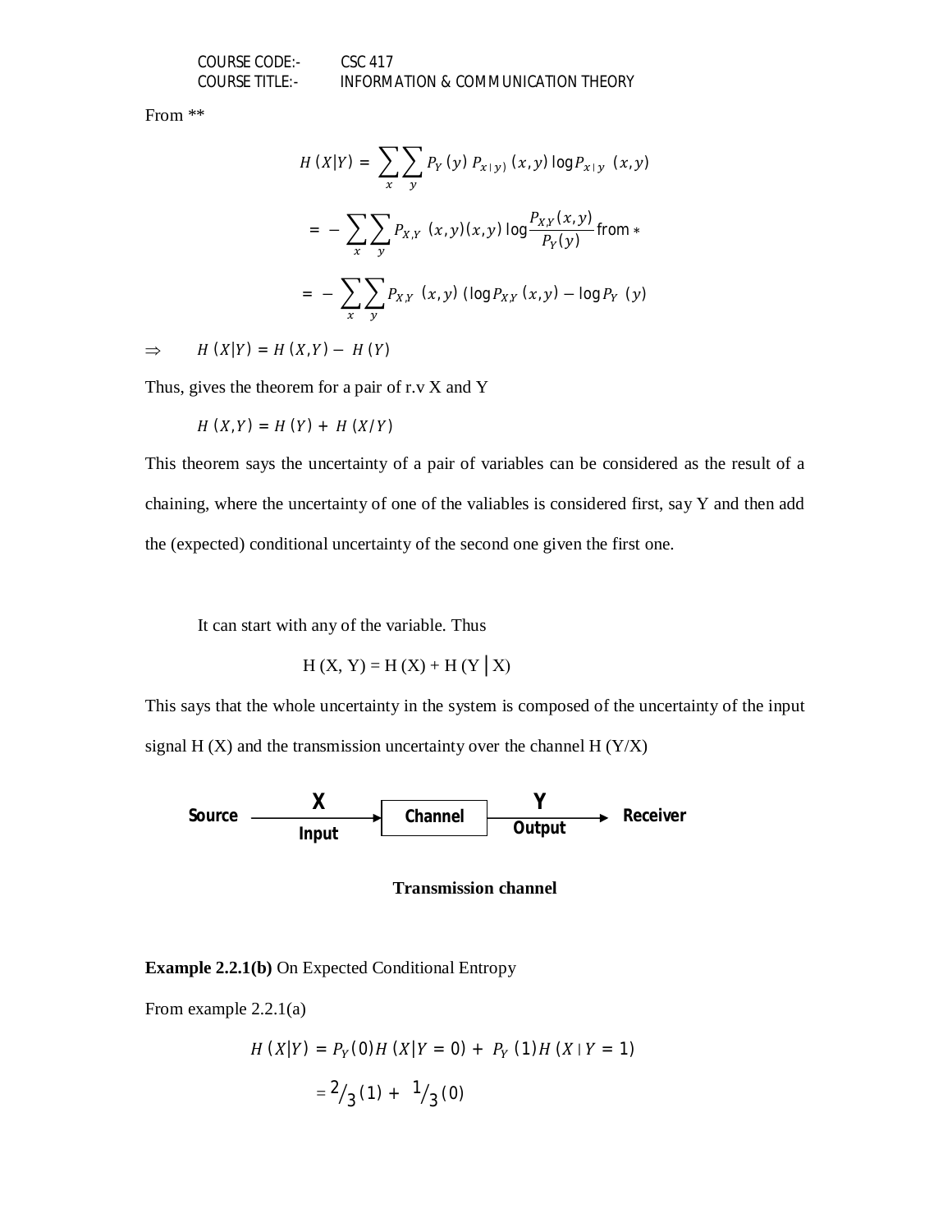From **

$$H\,(X|Y) = \sum_{x}\sum_{y} P_Y\,(y)\,P_{x\,|\,y)}\,(x,y)\log P_{x\,|\,y}\,\,(x,y)$$

$$= -\sum_{x}\sum_{y} P_{X,Y}\,\,(x,y)(x,y)\log\frac{P_{X,Y}(x,y)}{P_Y(y)}\text{from} *$$

$$= -\sum_{x}\sum_{y} P_{X,Y}\,\,(x,y)\,(\log P_{X,Y}\,(x,y) - \log P_Y\,\,(y)$$

$\Rightarrow \quad H\,(X|Y) = H\,(X,Y) - \,H\,(Y)$

Thus, gives the theorem for a pair of r.v X and Y

$H\,(X,Y) = H\,(Y) + \,H\,(X/Y)$

This theorem says the uncertainty of a pair of variables can be considered as the result of a chaining, where the uncertainty of one of the valiables is considered first, say Y and then add the (expected) conditional uncertainty of the second one given the first one.

It can start with any of the variable. Thus

$$H\,(X, Y) = H\,(X) + H\,(Y\,|\,X)$$

This says that the whole uncertainty in the system is composed of the uncertainty of the input signal H (X) and the transmission uncertainty over the channel H (Y/X)

Source → X (Input) → Channel → Y (Output) → Receiver

**Transmission channel**

**Example 2.2.1(b)** On Expected Conditional Entropy

From example 2.2.1(a)

$$H\,(X|Y) = P_Y\,(0)H\,(X|Y=0) + \,P_Y\,(1)H\,(X\,|\,Y=1)$$

$$= {}^{2}/_{3}\,(1) + \,{}^{1}/_{3}\,(0)$$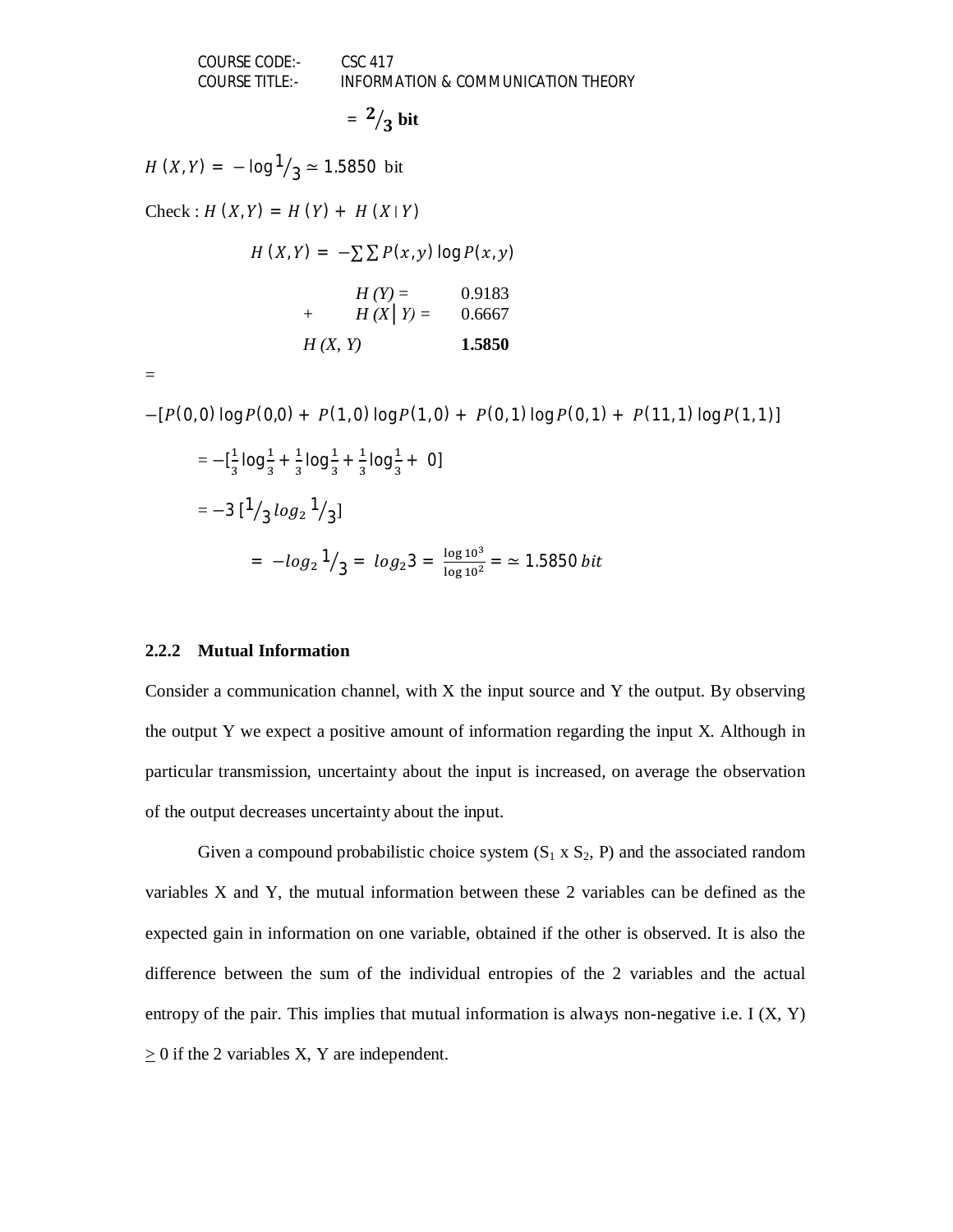$$= {}^{2}/_{3} \text{ bit}$$

$H(X,Y) = -\log {}^{1}/_{3} \simeq 1.5850$ bit

Check : $H(X,Y) = H(Y) + H(X \mid Y)$

$$H(X,Y) = -\sum\sum P(x,y) \log P(x,y)$$

| | | |
|---|---|---|
| | *H (Y)* = | 0.9183 |
| + | *H (X│Y)* = | 0.6667 |
| *H (X, Y)* | | **1.5850** |

=

$-[P(0,0) \log P(0,0) + P(1,0) \log P(1,0) + P(0,1) \log P(0,1) + P(11,1) \log P(1,1)]$

$$= -[\tfrac{1}{3}\log\tfrac{1}{3} + \tfrac{1}{3}\log\tfrac{1}{3} + \tfrac{1}{3}\log\tfrac{1}{3} + 0]$$

$$= -3\,[{}^{1}/_{3}\, log_2\, {}^{1}/_{3}]$$

$$= -log_2\, {}^{1}/_{3} = log_2 3 = \frac{\log 10^3}{\log 10^2} = \simeq 1.5850\, bit$$

### 2.2.2 Mutual Information

Consider a communication channel, with X the input source and Y the output. By observing the output Y we expect a positive amount of information regarding the input X. Although in particular transmission, uncertainty about the input is increased, on average the observation of the output decreases uncertainty about the input.

Given a compound probabilistic choice system ($S_1$ x $S_2$, P) and the associated random variables X and Y, the mutual information between these 2 variables can be defined as the expected gain in information on one variable, obtained if the other is observed. It is also the difference between the sum of the individual entropies of the 2 variables and the actual entropy of the pair. This implies that mutual information is always non-negative i.e. I (X, Y) $\geq$ 0 if the 2 variables X, Y are independent.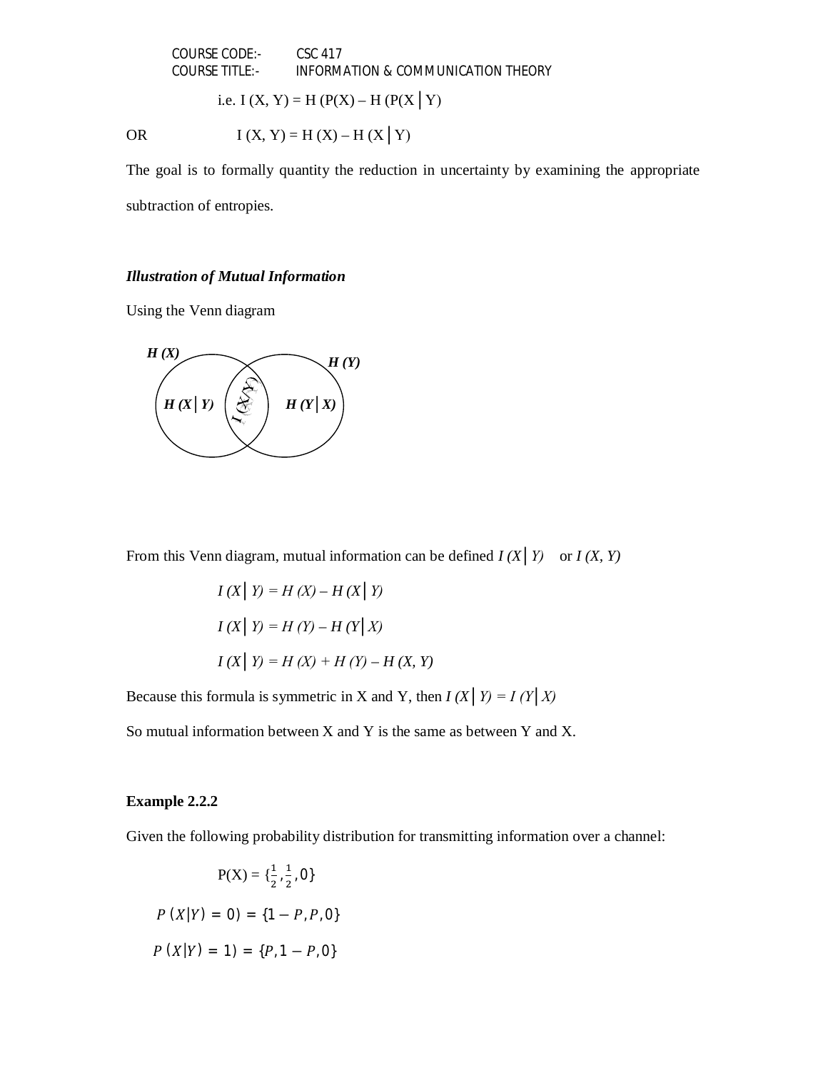i.e. $I(X, Y) = H(P(X) - H(P(X | Y)$

OR $I(X, Y) = H(X) - H(X | Y)$

The goal is to formally quantity the reduction in uncertainty by examining the appropriate subtraction of entropies.

***Illustration of Mutual Information***

Using the Venn diagram

*H (X)* *H (Y)*

*H (X│Y)* *I (X,Y)* *H (Y│X)*

From this Venn diagram, mutual information can be defined $I(X | Y)$ or $I(X, Y)$

$$I(X | Y) = H(X) - H(X | Y)$$

$$I(X | Y) = H(Y) - H(Y | X)$$

$$I(X | Y) = H(X) + H(Y) - H(X, Y)$$

Because this formula is symmetric in X and Y, then $I(X | Y) = I(Y | X)$

So mutual information between X and Y is the same as between Y and X.

**Example 2.2.2**

Given the following probability distribution for transmitting information over a channel:

$$P(X) = \{\tfrac{1}{2}, \tfrac{1}{2}, 0\}$$

$$P(X|Y) = 0) = \{1 - P, P, 0\}$$

$$P(X|Y) = 1) = \{P, 1 - P, 0\}$$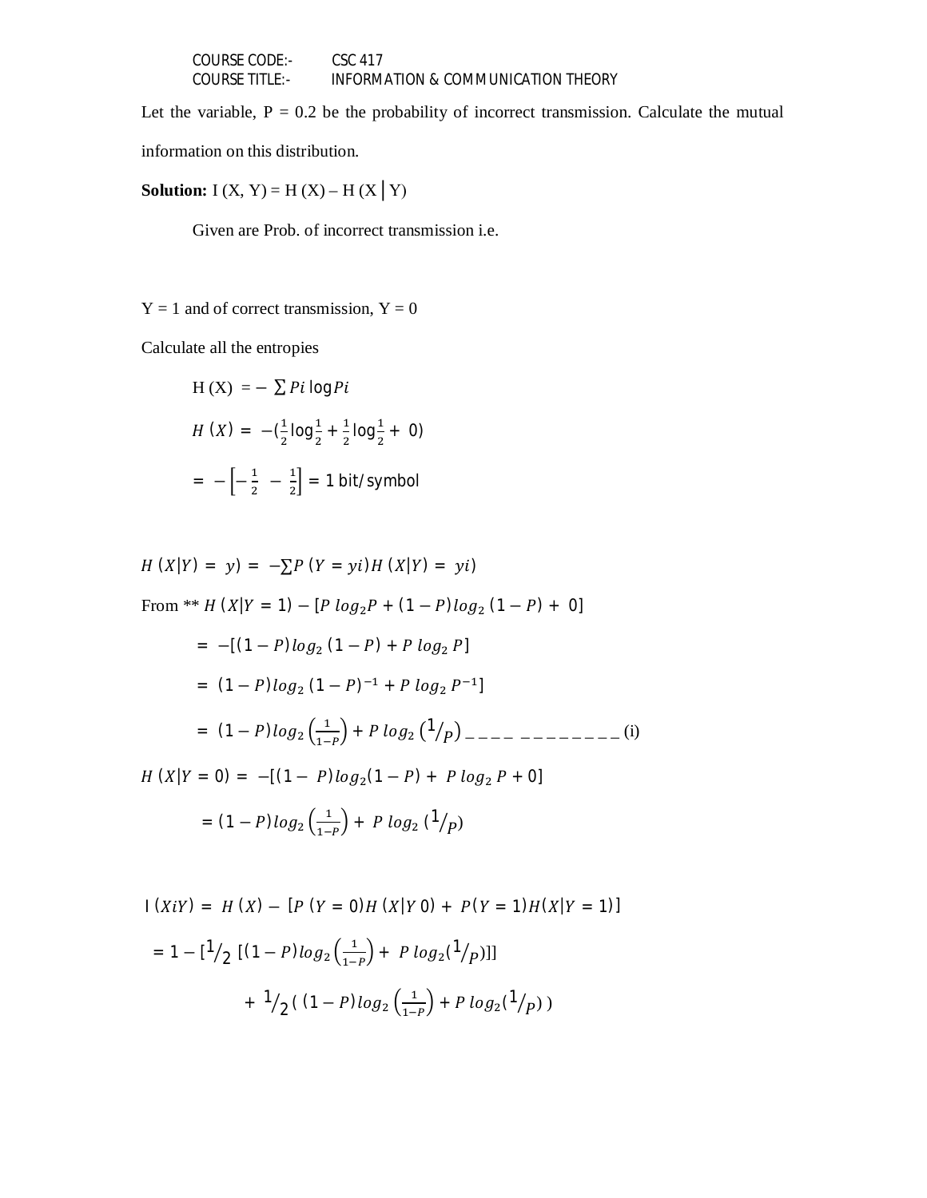Let the variable, P = 0.2 be the probability of incorrect transmission. Calculate the mutual information on this distribution.

**Solution:** I (X, Y) = H (X) – H (X | Y)

Given are Prob. of incorrect transmission i.e.

Y = 1 and of correct transmission, Y = 0

Calculate all the entropies

$$H(X) = -\sum Pi \log Pi$$

$$H(X) = -\left(\tfrac{1}{2}\log\tfrac{1}{2} + \tfrac{1}{2}\log\tfrac{1}{2} + 0\right)$$

$$= -\left[-\tfrac{1}{2} - \tfrac{1}{2}\right] = 1 \text{ bit/symbol}$$

$$H(X|Y) = y) = -\sum P(Y = yi) H(X|Y) = yi)$$

From ** $H(X|Y = 1) - [P\, log_2 P + (1-P) log_2 (1-P) + 0]$

$$= -[(1-P) log_2 (1-P) + P\, log_2 P]$$

$$= (1-P) log_2 (1-P)^{-1} + P\, log_2 P^{-1}]$$

$$= (1-P) log_2 \left(\tfrac{1}{1-P}\right) + P\, log_2 \left({}^{1}/_{P}\right) \_\_\_\_\ \_\_\_\_\_\_\_\_\_ \text{(i)}$$

$$H(X|Y = 0) = -[(1-P) log_2 (1-P) + P\, log_2 P + 0]$$

$$= (1-P) log_2 \left(\tfrac{1}{1-P}\right) + P\, log_2 \left({}^{1}/_{P}\right)$$

$$I(XiY) = H(X) - [P(Y = 0) H(X|Y\, 0) + P(Y = 1) H(X|Y = 1)]$$

$$= 1 - [{}^{1}/_{2}\, [(1-P) log_2 \left(\tfrac{1}{1-P}\right) + P\, log_2 ({}^{1}/_{P})]]$$

$$+ {}^{1}/_{2}\, (\, (1-P) log_2 \left(\tfrac{1}{1-P}\right) + P\, log_2 ({}^{1}/_{P})\, )$$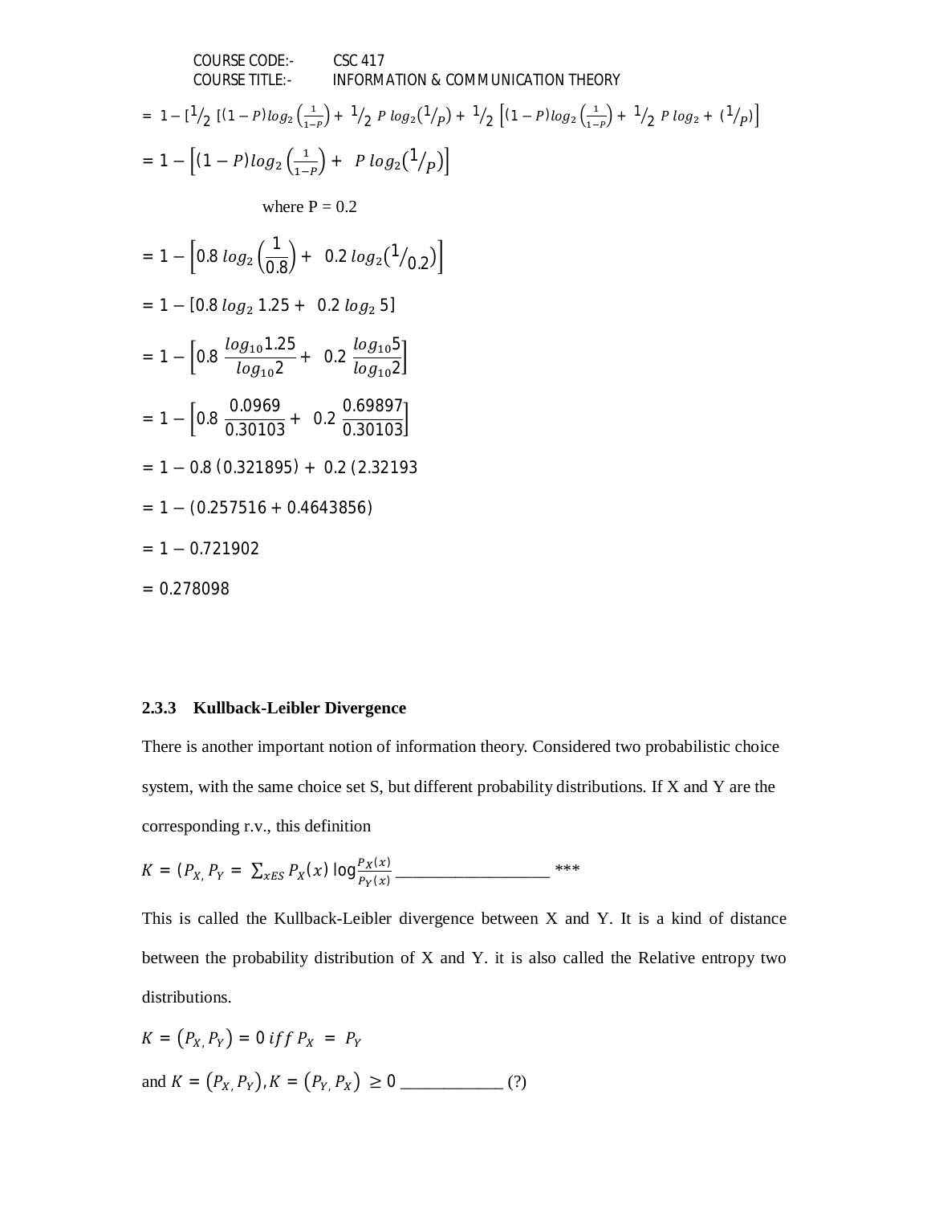$$= 1 - [{}^{1}/_{2}\ [(1-P)\log_2\left(\frac{1}{1-P}\right) + {}^{1}/_{2}\ P\ \log_2({}^{1}/_{P}) + {}^{1}/_{2}\left[(1-P)\log_2\left(\frac{1}{1-P}\right) + {}^{1}/_{2}\ P\ \log_2 + ({}^{1}/_{P})\right]$$

$$= 1 - \left[(1-P)\log_2\left(\frac{1}{1-P}\right) + \ P\ \log_2({}^{1}/_{P})\right]$$

where P = 0.2

$$= 1 - \left[0.8\ \log_2\left(\frac{1}{0.8}\right) + \ 0.2\ \log_2({}^{1}/_{0.2})\right]$$

$$= 1 - [0.8\ \log_2 1.25 + \ 0.2\ \log_2 5]$$

$$= 1 - \left[0.8\ \frac{\log_{10}1.25}{\log_{10}2} + \ 0.2\ \frac{\log_{10}5}{\log_{10}2}\right]$$

$$= 1 - \left[0.8\ \frac{0.0969}{0.30103} + \ 0.2\ \frac{0.69897}{0.30103}\right]$$

$$= 1 - 0.8\ (0.321895) + \ 0.2\ (2.32193$$

$$= 1 - (0.257516 + 0.4643856)$$

$$= 1 - 0.721902$$

$$= 0.278098$$

### 2.3.3 Kullback-Leibler Divergence

There is another important notion of information theory. Considered two probabilistic choice system, with the same choice set S, but different probability distributions. If X and Y are the corresponding r.v., this definition

$$K = (P_{X,} P_Y = \sum_{xES} P_X(x) \log\frac{P_X(x)}{P_Y(x)}$$ ___________________ ***

This is called the Kullback-Leibler divergence between X and Y. It is a kind of distance between the probability distribution of X and Y. it is also called the Relative entropy two distributions.

$K = (P_{X,} P_Y) = 0\ iff\ P_X\ =\ P_Y$

and $K = (P_{X,} P_Y), K = (P_{Y,} P_X)\ \geq 0$ ____________ (?)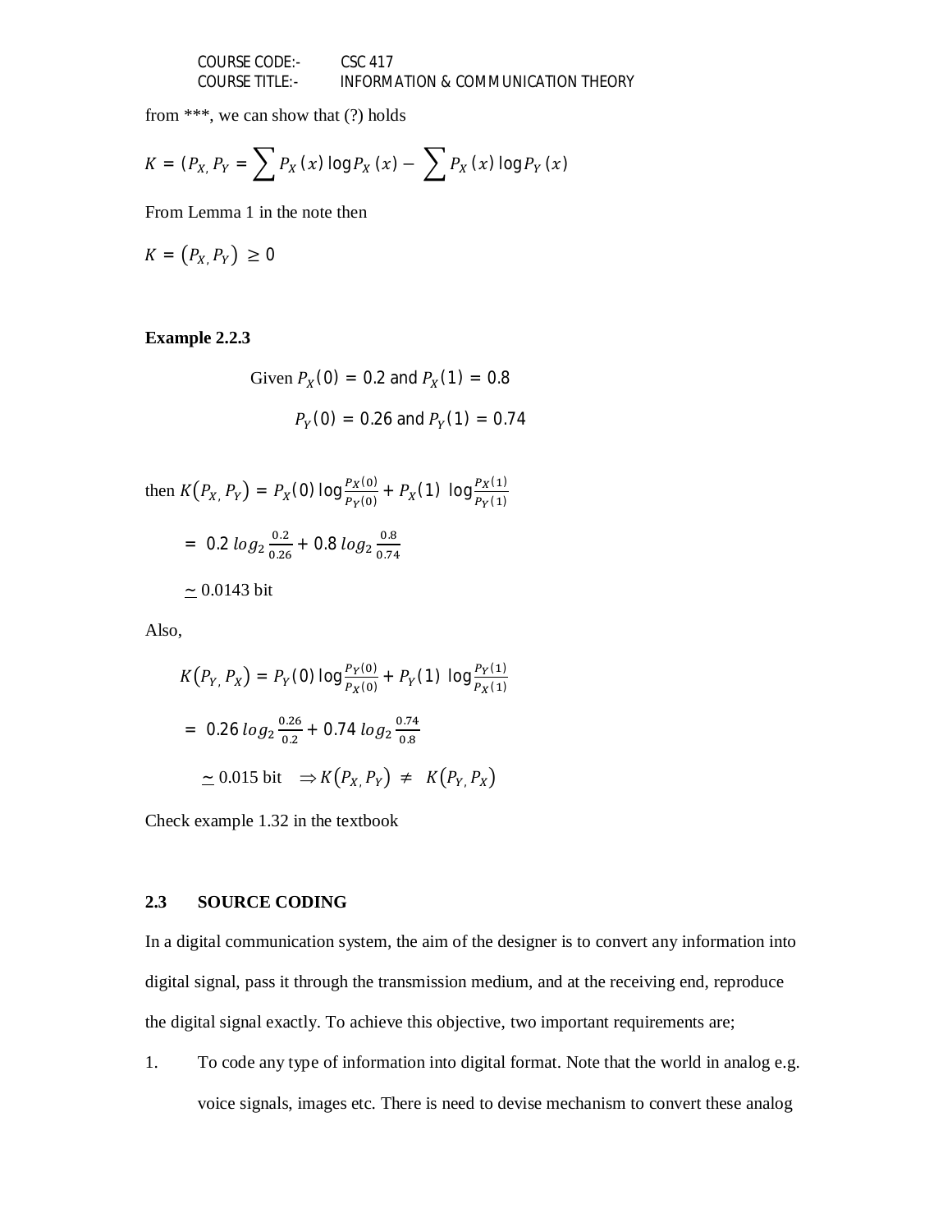from ***, we can show that (?) holds

$$K = (P_{X,} P_Y = \sum P_X(x) \log P_X(x) - \sum P_X(x) \log P_Y(x)$$

From Lemma 1 in the note then

$$K = (P_{X,} P_Y) \geq 0$$

**Example 2.2.3**

Given $P_X(0) = 0.2$ and $P_X(1) = 0.8$

$P_Y(0) = 0.26$ and $P_Y(1) = 0.74$

then $K(P_{X,} P_Y) = P_X(0) \log \frac{P_X(0)}{P_Y(0)} + P_X(1) \log \frac{P_X(1)}{P_Y(1)}$

$$= 0.2\, log_2 \frac{0.2}{0.26} + 0.8\, log_2 \frac{0.8}{0.74}$$

$\underline{\sim}$ 0.0143 bit

Also,

$$K(P_{Y,} P_X) = P_Y(0) \log \frac{P_Y(0)}{P_X(0)} + P_Y(1) \log \frac{P_Y(1)}{P_X(1)}$$

$$= 0.26\, log_2 \frac{0.26}{0.2} + 0.74\, log_2 \frac{0.74}{0.8}$$

$\underline{\sim}$ 0.015 bit $\Rightarrow K(P_{X,} P_Y) \neq K(P_{Y,} P_X)$

Check example 1.32 in the textbook

## 2.3 SOURCE CODING

In a digital communication system, the aim of the designer is to convert any information into digital signal, pass it through the transmission medium, and at the receiving end, reproduce the digital signal exactly. To achieve this objective, two important requirements are;

1. To code any type of information into digital format. Note that the world in analog e.g. voice signals, images etc. There is need to devise mechanism to convert these analog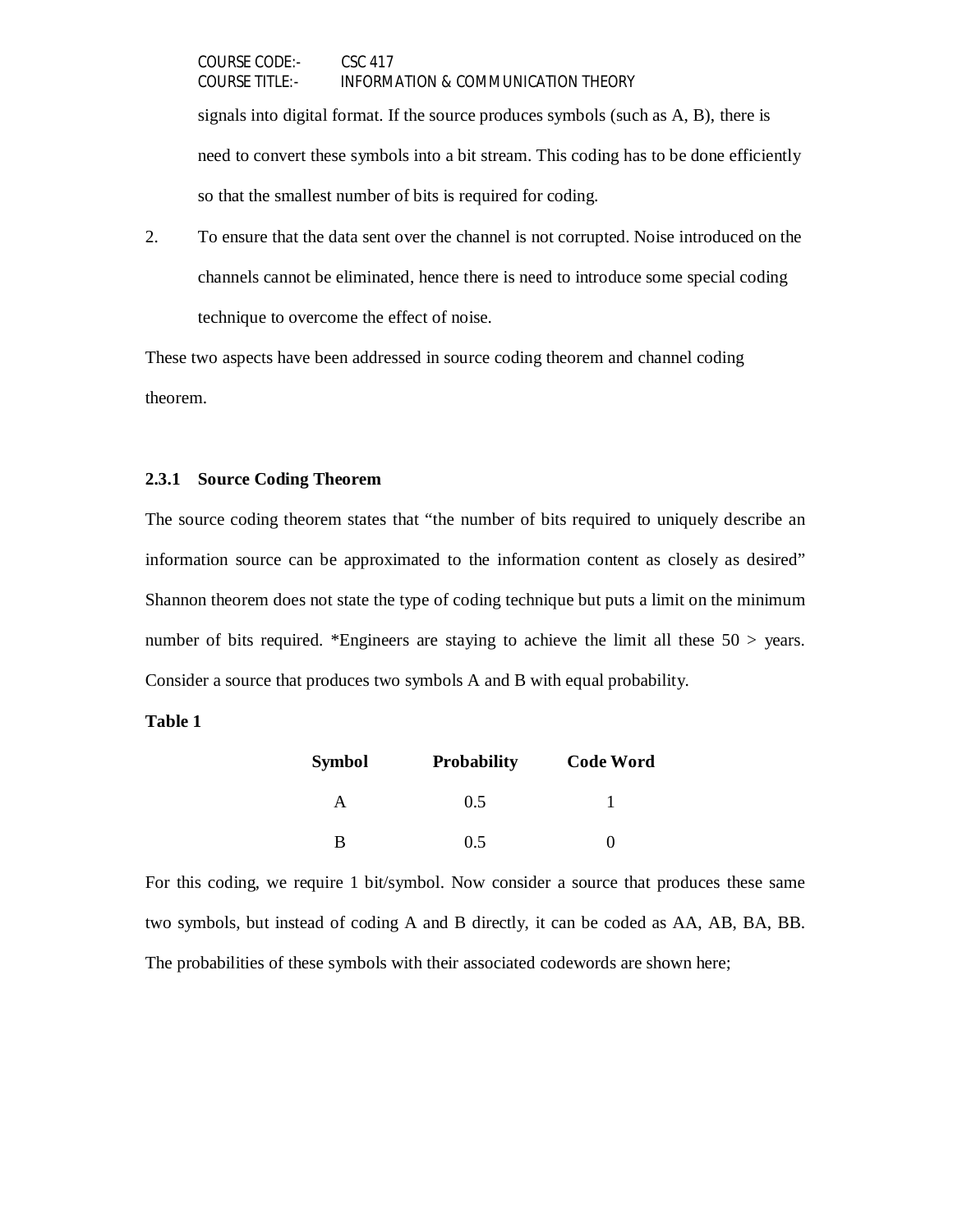signals into digital format. If the source produces symbols (such as A, B), there is need to convert these symbols into a bit stream. This coding has to be done efficiently so that the smallest number of bits is required for coding.

2. To ensure that the data sent over the channel is not corrupted. Noise introduced on the channels cannot be eliminated, hence there is need to introduce some special coding technique to overcome the effect of noise.

These two aspects have been addressed in source coding theorem and channel coding theorem.

### 2.3.1 Source Coding Theorem

The source coding theorem states that "the number of bits required to uniquely describe an information source can be approximated to the information content as closely as desired" Shannon theorem does not state the type of coding technique but puts a limit on the minimum number of bits required. *Engineers are staying to achieve the limit all these 50 > years. Consider a source that produces two symbols A and B with equal probability.

**Table 1**

| Symbol | Probability | Code Word |
|---|---|---|
| A | 0.5 | 1 |
| B | 0.5 | 0 |

For this coding, we require 1 bit/symbol. Now consider a source that produces these same two symbols, but instead of coding A and B directly, it can be coded as AA, AB, BA, BB. The probabilities of these symbols with their associated codewords are shown here;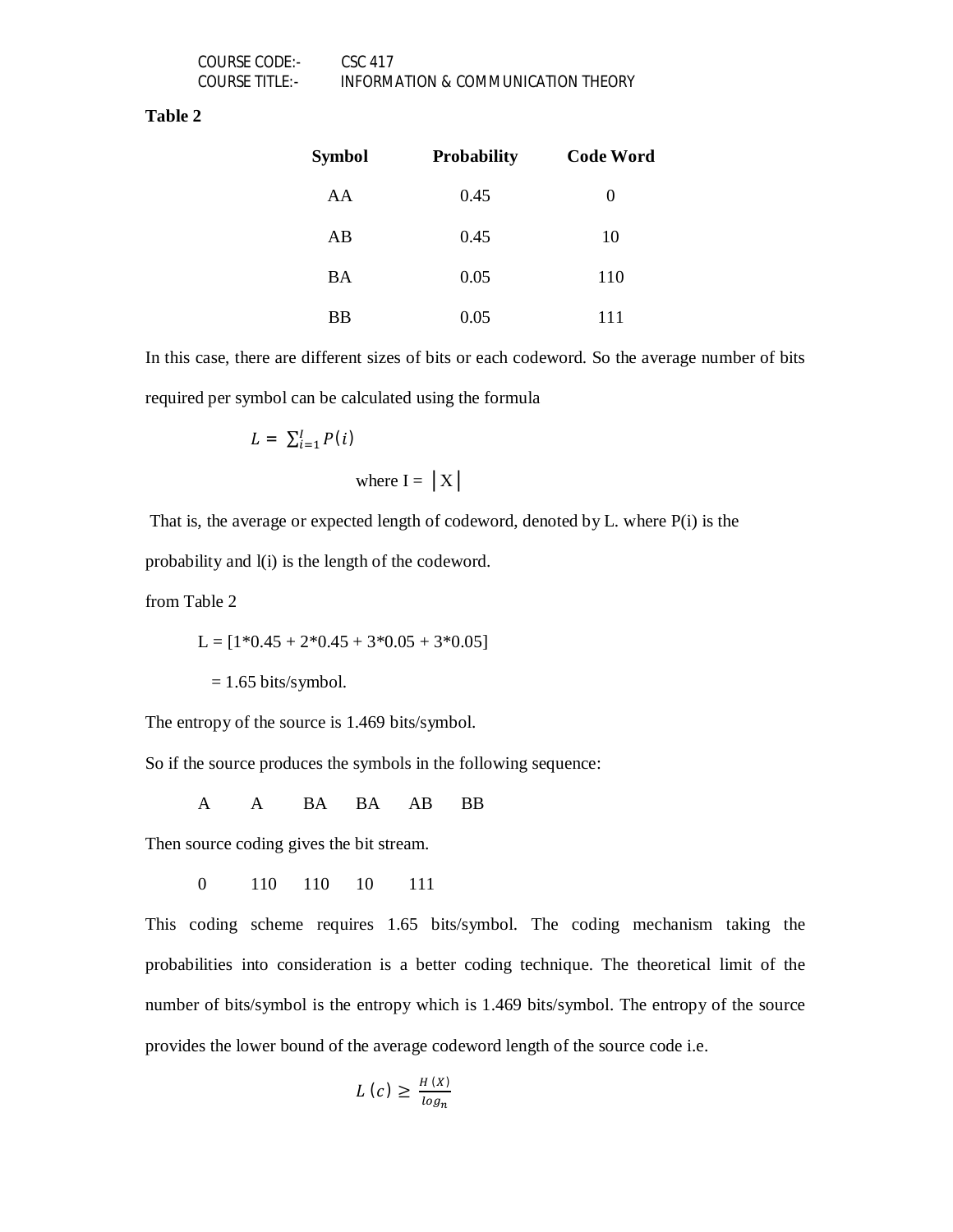**Table 2**

| Symbol | Probability | Code Word |
|---|---|---|
| AA | 0.45 | 0 |
| AB | 0.45 | 10 |
| BA | 0.05 | 110 |
| BB | 0.05 | 111 |

In this case, there are different sizes of bits or each codeword. So the average number of bits required per symbol can be calculated using the formula

$$L = \sum_{i=1}^{I} P(i)$$

where I = │X│

That is, the average or expected length of codeword, denoted by L. where P(i) is the probability and l(i) is the length of the codeword.

from Table 2

L = [1*0.45 + 2*0.45 + 3*0.05 + 3*0.05]

= 1.65 bits/symbol.

The entropy of the source is 1.469 bits/symbol.

So if the source produces the symbols in the following sequence:

A A BA BA AB BB

Then source coding gives the bit stream.

0 110 110 10 111

This coding scheme requires 1.65 bits/symbol. The coding mechanism taking the probabilities into consideration is a better coding technique. The theoretical limit of the number of bits/symbol is the entropy which is 1.469 bits/symbol. The entropy of the source provides the lower bound of the average codeword length of the source code i.e.

$$L\,(c) \geq \frac{H\,(X)}{log_n}$$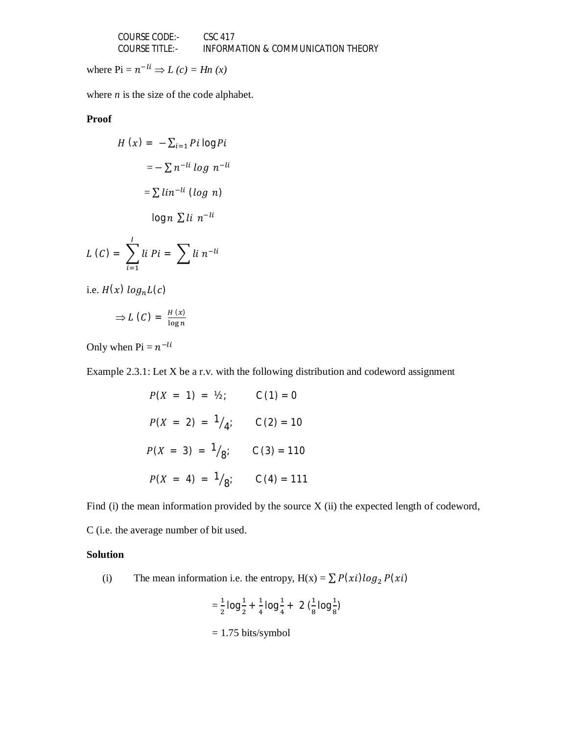where Pi = $n^{-li} \Rightarrow L\,(c) = Hn\,(x)$

where $n$ is the size of the code alphabet.

**Proof**

$$H\,(x) = -\sum_{i=1} Pi \log Pi$$

$$= -\sum n^{-li} \log\, n^{-li}$$

$$= \sum lin^{-li}\,(\log\, n)$$

$$\log n \sum li\; n^{-li}$$

$$L\,(C) = \sum_{i=1}^{I} li\; Pi = \sum li\; n^{-li}$$

i.e. $H(x)\; log_n L(c)$

$$\Rightarrow L\,(C) = \frac{H\,(x)}{\log n}$$

Only when Pi = $n^{-li}$

Example 2.3.1: Let X be a r.v. with the following distribution and codeword assignment

$P(X = 1) = ½$; C (1) = 0

$P(X = 2) = {}^{1}/_{4}$; C (2) = 10

$P(X = 3) = {}^{1}/_{8}$; C (3) = 110

$P(X = 4) = {}^{1}/_{8}$; C (4) = 111

Find (i) the mean information provided by the source X (ii) the expected length of codeword, C (i.e. the average number of bit used.

**Solution**

(i) The mean information i.e. the entropy, H(x) = $\sum P(xi) log_2\, P(xi)$

$$= \frac{1}{2}\log\frac{1}{2} + \frac{1}{4}\log\frac{1}{4} + 2\,(\frac{1}{8}\log\frac{1}{8})$$

= 1.75 bits/symbol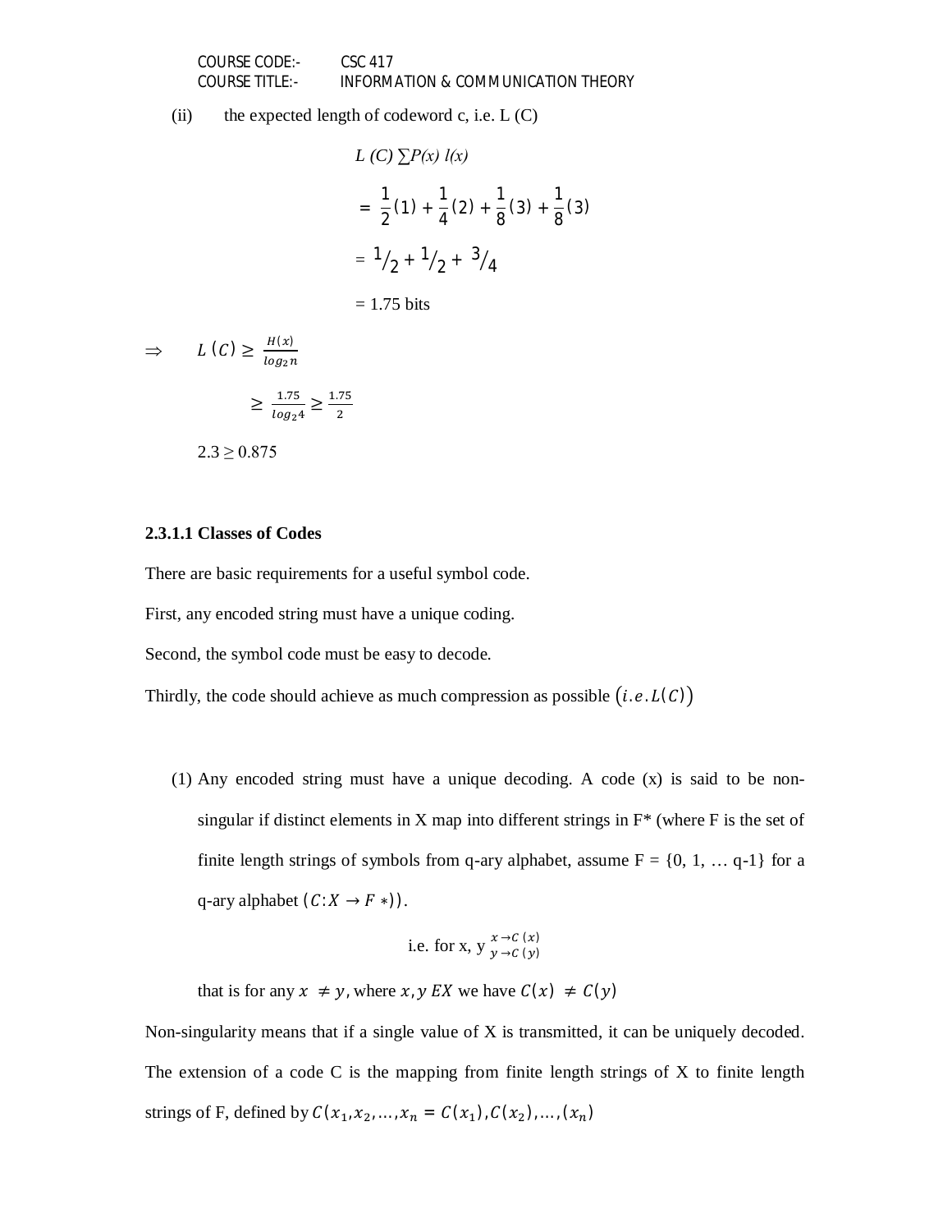(ii) the expected length of codeword c, i.e. L (C)

$$L\ (C) \sum P(x)\ l(x)$$

$$= \frac{1}{2}(1) + \frac{1}{4}(2) + \frac{1}{8}(3) + \frac{1}{8}(3)$$

$$= {}^{1}/_{2} + {}^{1}/_{2} + {}^{3}/_{4}$$

$$= 1.75 \text{ bits}$$

$$\Rightarrow \quad L\ (C) \geq \frac{H(x)}{log_2 n}$$

$$\geq \frac{1.75}{log_2 4} \geq \frac{1.75}{2}$$

$$2.3 \geq 0.875$$

#### 2.3.1.1 Classes of Codes

There are basic requirements for a useful symbol code.

First, any encoded string must have a unique coding.

Second, the symbol code must be easy to decode.

Thirdly, the code should achieve as much compression as possible $(i.e. L(C))$

(1) Any encoded string must have a unique decoding. A code (x) is said to be non-singular if distinct elements in X map into different strings in F* (where F is the set of finite length strings of symbols from q-ary alphabet, assume F = {0, 1, … q-1} for a q-ary alphabet $(C: X \rightarrow F*)$).

i.e. for x, y $\begin{smallmatrix} x \rightarrow C\ (x) \\ y \rightarrow C\ (y) \end{smallmatrix}$

that is for any $x \neq y$, where $x, y\ EX$ we have $C(x) \neq C(y)$

Non-singularity means that if a single value of X is transmitted, it can be uniquely decoded. The extension of a code C is the mapping from finite length strings of X to finite length strings of F, defined by $C(x_1, x_2, \ldots, x_n = C(x_1), C(x_2), \ldots, (x_n)$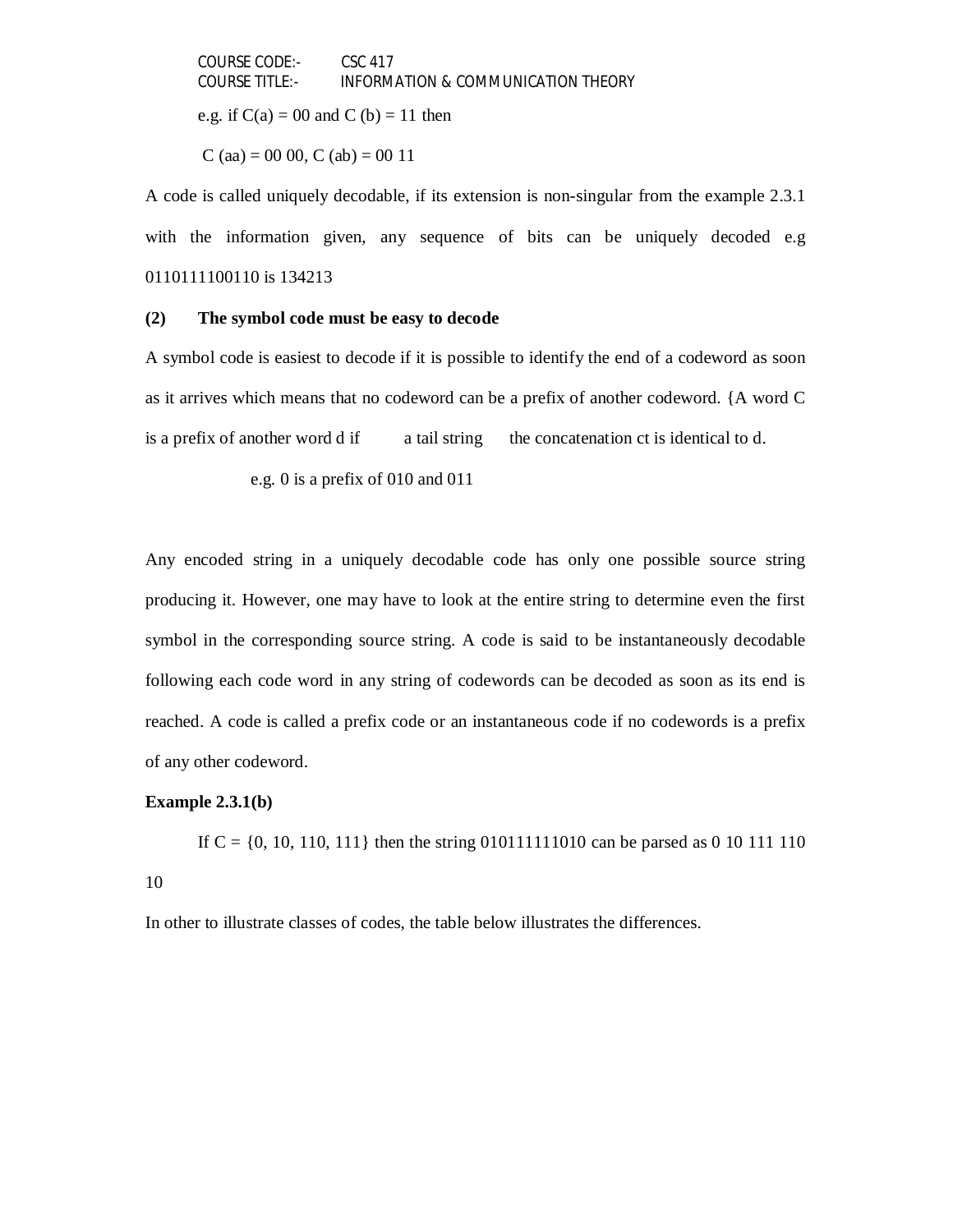e.g. if $C(a) = 00$ and $C(b) = 11$ then

$C(aa) = 00\ 00$, $C(ab) = 00\ 11$

A code is called uniquely decodable, if its extension is non-singular from the example 2.3.1 with the information given, any sequence of bits can be uniquely decoded e.g 0110111100110 is 134213

**(2) The symbol code must be easy to decode**

A symbol code is easiest to decode if it is possible to identify the end of a codeword as soon as it arrives which means that no codeword can be a prefix of another codeword. {A word C is a prefix of another word d if a tail string the concatenation ct is identical to d.

e.g. 0 is a prefix of 010 and 011

Any encoded string in a uniquely decodable code has only one possible source string producing it. However, one may have to look at the entire string to determine even the first symbol in the corresponding source string. A code is said to be instantaneously decodable following each code word in any string of codewords can be decoded as soon as its end is reached. A code is called a prefix code or an instantaneous code if no codewords is a prefix of any other codeword.

**Example 2.3.1(b)**

If $C = \{0, 10, 110, 111\}$ then the string 010111111010 can be parsed as 0 10 111 110 10

In other to illustrate classes of codes, the table below illustrates the differences.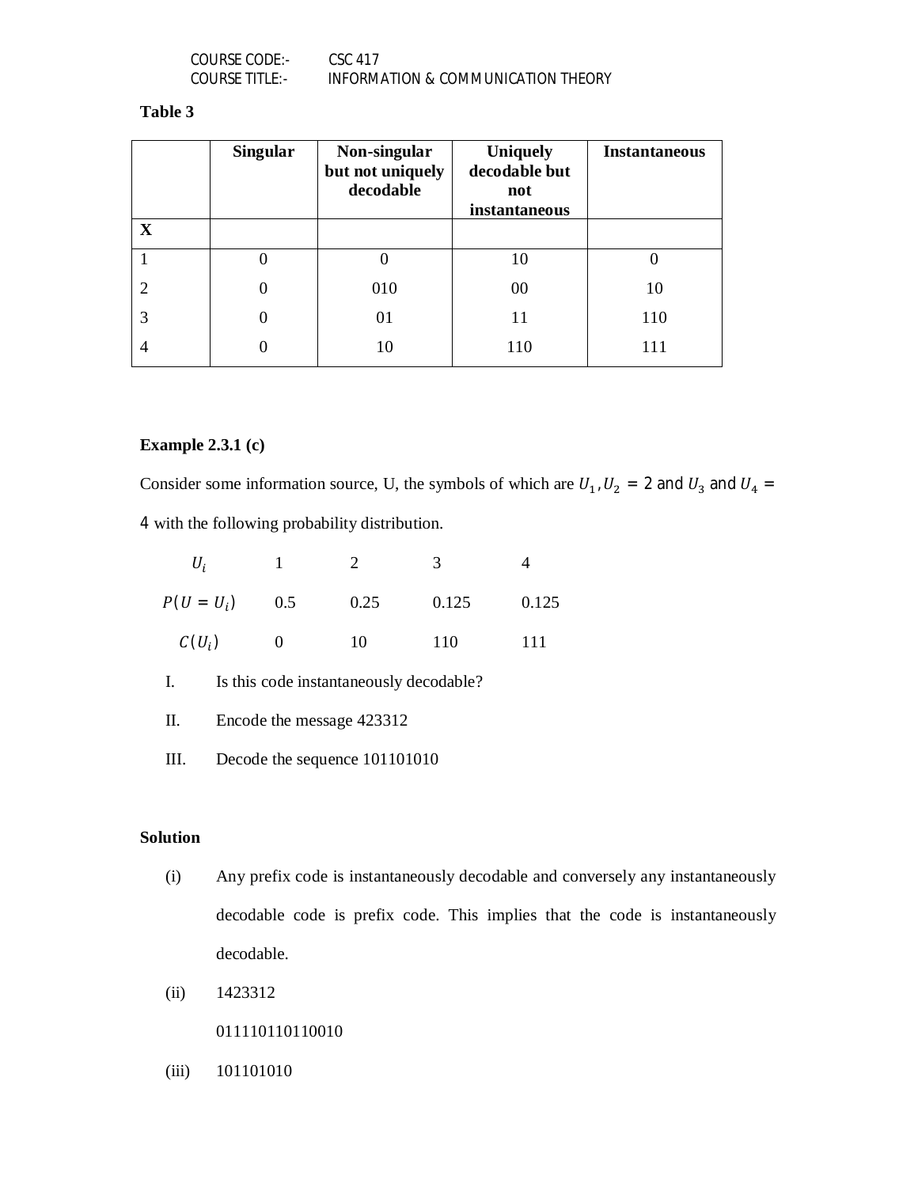**Table 3**

| | Singular | Non-singular but not uniquely decodable | Uniquely decodable but not instantaneous | Instantaneous |
|---|---|---|---|---|
| **X** | | | | |
| 1 | 0 | 0 | 10 | 0 |
| 2 | 0 | 010 | 00 | 10 |
| 3 | 0 | 01 | 11 | 110 |
| 4 | 0 | 10 | 110 | 111 |

**Example 2.3.1 (c)**

Consider some information source, U, the symbols of which are $U_1, U_2 = 2$ and $U_3$ and $U_4 = 4$ with the following probability distribution.

| $U_i$ | 1 | 2 | 3 | 4 |
|---|---|---|---|---|
| $P(U = U_i)$ | 0.5 | 0.25 | 0.125 | 0.125 |
| $C(U_i)$ | 0 | 10 | 110 | 111 |

I. Is this code instantaneously decodable?

II. Encode the message 423312

III. Decode the sequence 101101010

**Solution**

(i) Any prefix code is instantaneously decodable and conversely any instantaneously decodable code is prefix code. This implies that the code is instantaneously decodable.

(ii) 1423312

011110110110010

(iii) 101101010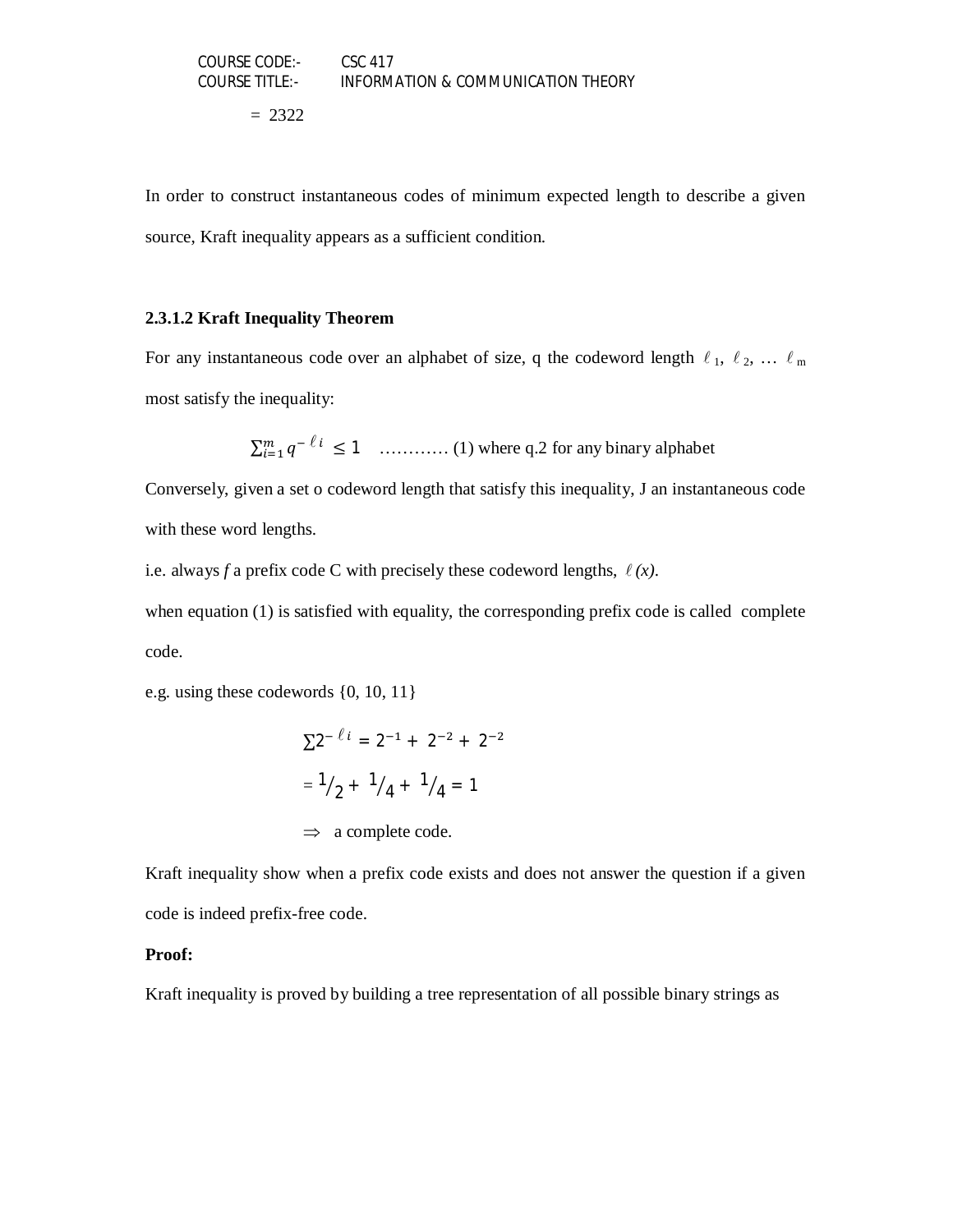= 2322

In order to construct instantaneous codes of minimum expected length to describe a given source, Kraft inequality appears as a sufficient condition.

### 2.3.1.2 Kraft Inequality Theorem

For any instantaneous code over an alphabet of size, q the codeword length $\ell_1, \ell_2, \ldots \ell_m$ most satisfy the inequality:

$$\sum_{i=1}^{m} q^{-\ell_i} \leq 1 \quad \text{............ (1) where q.2 for any binary alphabet}$$

Conversely, given a set o codeword length that satisfy this inequality, J an instantaneous code with these word lengths.

i.e. always *f* a prefix code C with precisely these codeword lengths, $\ell(x)$.

when equation (1) is satisfied with equality, the corresponding prefix code is called complete code.

e.g. using these codewords {0, 10, 11}

$$\sum 2^{-\ell_i} = 2^{-1} + 2^{-2} + 2^{-2}$$

$$= \frac{1}{2} + \frac{1}{4} + \frac{1}{4} = 1$$

$\Rightarrow$ a complete code.

Kraft inequality show when a prefix code exists and does not answer the question if a given code is indeed prefix-free code.

**Proof:**

Kraft inequality is proved by building a tree representation of all possible binary strings as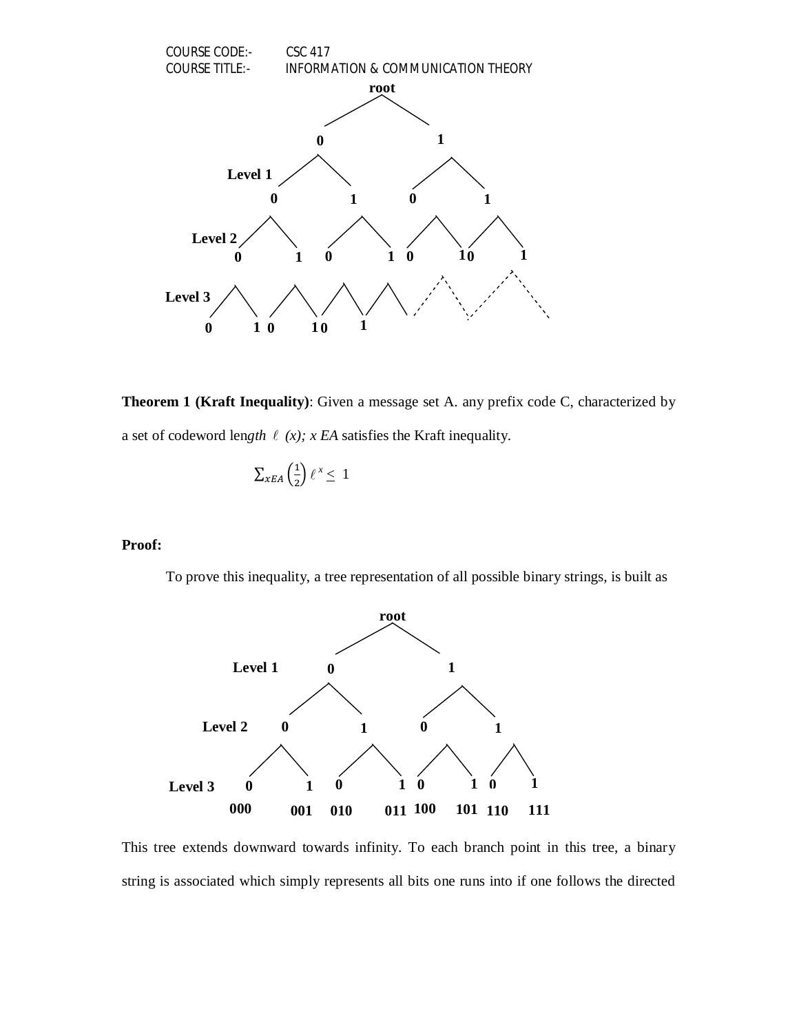Theorem 1 (Kraft Inequality) is stated as:

**Theorem 1 (Kraft Inequality)**: Given a message set A. any prefix code C, characterized by a set of codeword len*gth ℓ (x); x EA* satisfies the Kraft inequality.

$$\sum_{xEA} \left(\frac{1}{2}\right) \ell^{x} \leq 1$$

**Proof:**

To prove this inequality, a tree representation of all possible binary strings, is built as

This tree extends downward towards infinity. To each branch point in this tree, a binary string is associated which simply represents all bits one runs into if one follows the directed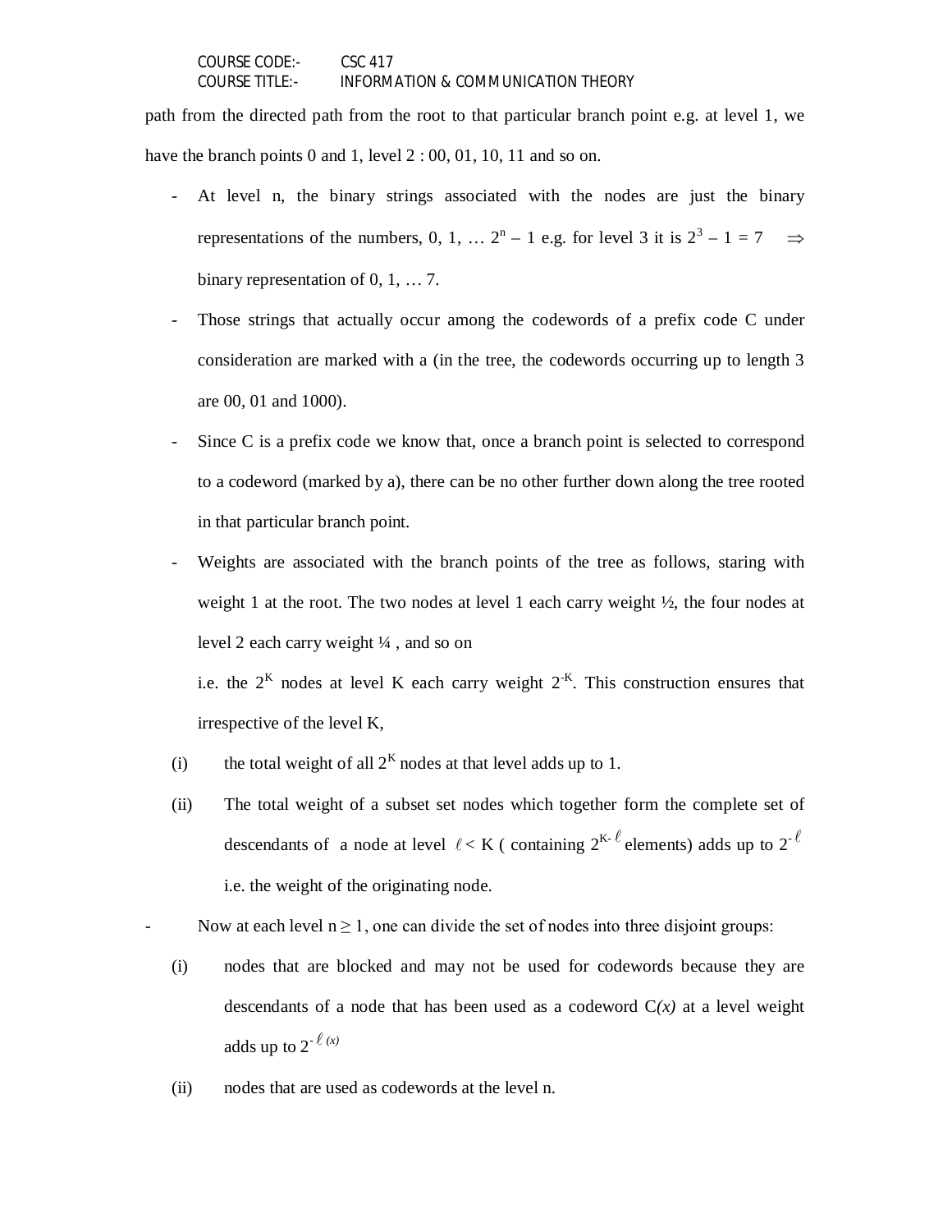path from the directed path from the root to that particular branch point e.g. at level 1, we have the branch points 0 and 1, level 2 : 00, 01, 10, 11 and so on.

- At level n, the binary strings associated with the nodes are just the binary representations of the numbers, 0, 1, … $2^n - 1$ e.g. for level 3 it is $2^3 - 1 = 7 \Rightarrow$ binary representation of 0, 1, … 7.
- Those strings that actually occur among the codewords of a prefix code C under consideration are marked with a (in the tree, the codewords occurring up to length 3 are 00, 01 and 1000).
- Since C is a prefix code we know that, once a branch point is selected to correspond to a codeword (marked by a), there can be no other further down along the tree rooted in that particular branch point.
- Weights are associated with the branch points of the tree as follows, staring with weight 1 at the root. The two nodes at level 1 each carry weight ½, the four nodes at level 2 each carry weight ¼ , and so on

  i.e. the $2^K$ nodes at level K each carry weight $2^{-K}$. This construction ensures that irrespective of the level K,

  (i) the total weight of all $2^K$ nodes at that level adds up to 1.

  (ii) The total weight of a subset set nodes which together form the complete set of descendants of a node at level $\ell < K$ ( containing $2^{K-\ell}$ elements) adds up to $2^{-\ell}$ i.e. the weight of the originating node.

- Now at each level $n \geq 1$, one can divide the set of nodes into three disjoint groups:

  (i) nodes that are blocked and may not be used for codewords because they are descendants of a node that has been used as a codeword C*(x)* at a level weight adds up to $2^{-\ell(x)}$

  (ii) nodes that are used as codewords at the level n.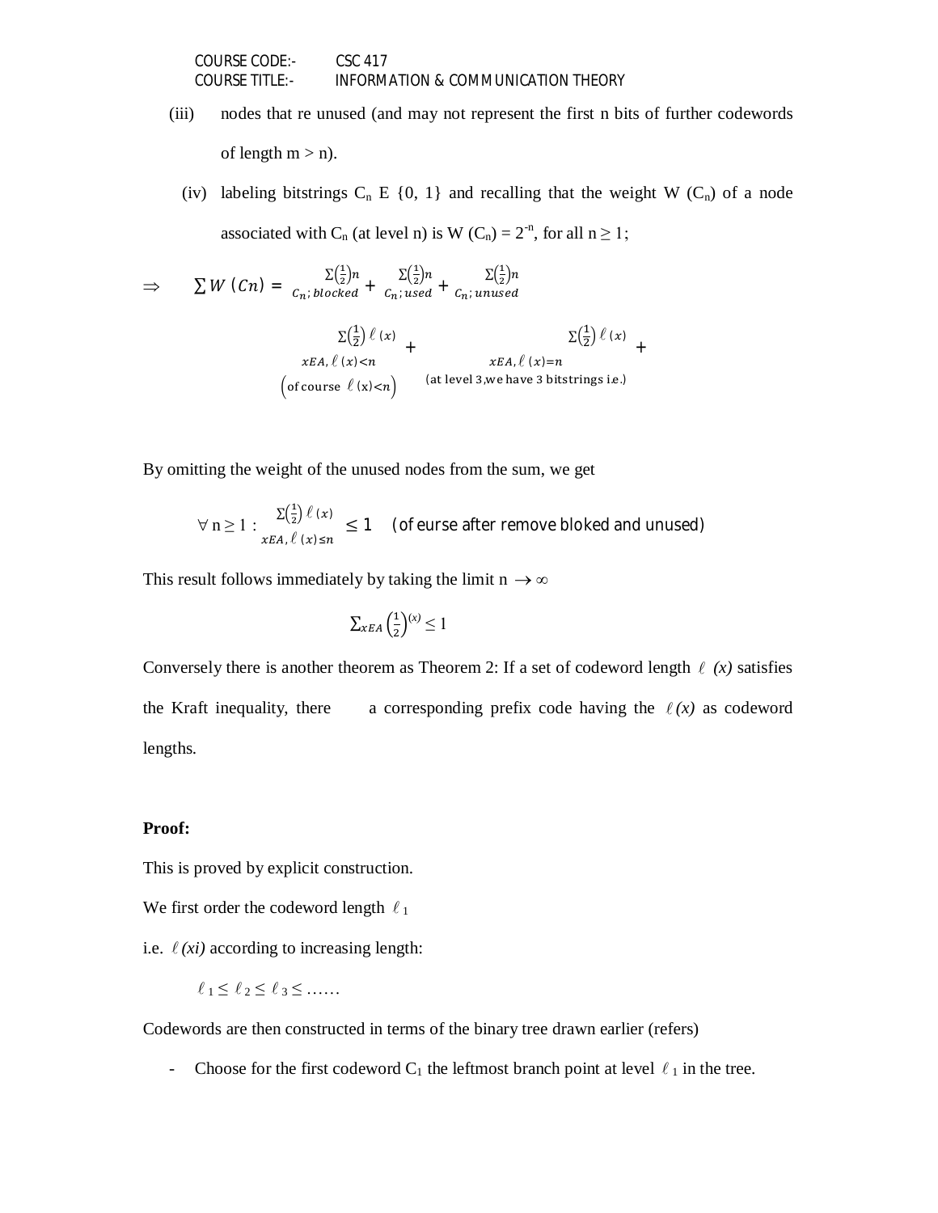(iii) nodes that re unused (and may not represent the first n bits of further codewords of length m > n).

(iv) labeling bitstrings $C_n$ E {0, 1} and recalling that the weight W ($C_n$) of a node associated with $C_n$ (at level n) is W ($C_n$) = $2^{-n}$, for all $n \geq 1$;

$$\Rightarrow \quad \sum W\,(Cn) = \underset{C_n;\,blocked}{\Sigma\left(\tfrac{1}{2}\right)n} + \underset{C_n;\,used}{\Sigma\left(\tfrac{1}{2}\right)n} + \underset{C_n;\,unused}{\Sigma\left(\tfrac{1}{2}\right)n}$$

$$\underset{\substack{xEA,\,\ell\,(x)<n \\ \left(\text{of course } \ell\,(x)<n\right)}}{\Sigma\left(\tfrac{1}{2}\right)\ell\,(x)} + \underset{\substack{xEA,\,\ell\,(x)=n \\ \text{(at level 3,we have 3 bitstrings i.e.)}}}{\Sigma\left(\tfrac{1}{2}\right)\ell\,(x)} +$$

By omitting the weight of the unused nodes from the sum, we get

$$\forall\, n \geq 1 : \underset{xEA,\,\ell\,(x)\leq n}{\Sigma\left(\tfrac{1}{2}\right)\ell\,(x)} \leq 1 \quad \text{(of eurse after remove bloked and unused)}$$

This result follows immediately by taking the limit $n \rightarrow \infty$

$$\sum\nolimits_{xEA} \left(\tfrac{1}{2}\right)^{(x)} \leq 1$$

Conversely there is another theorem as Theorem 2: If a set of codeword length $\ell$ *(x)* satisfies the Kraft inequality, there a corresponding prefix code having the $\ell$*(x)* as codeword lengths.

**Proof:**

This is proved by explicit construction.

We first order the codeword length $\ell_1$

i.e. $\ell$*(xi)* according to increasing length:

$$\ell_1 \leq \ell_2 \leq \ell_3 \leq \ldots\ldots$$

Codewords are then constructed in terms of the binary tree drawn earlier (refers)

- Choose for the first codeword $C_1$ the leftmost branch point at level $\ell_1$ in the tree.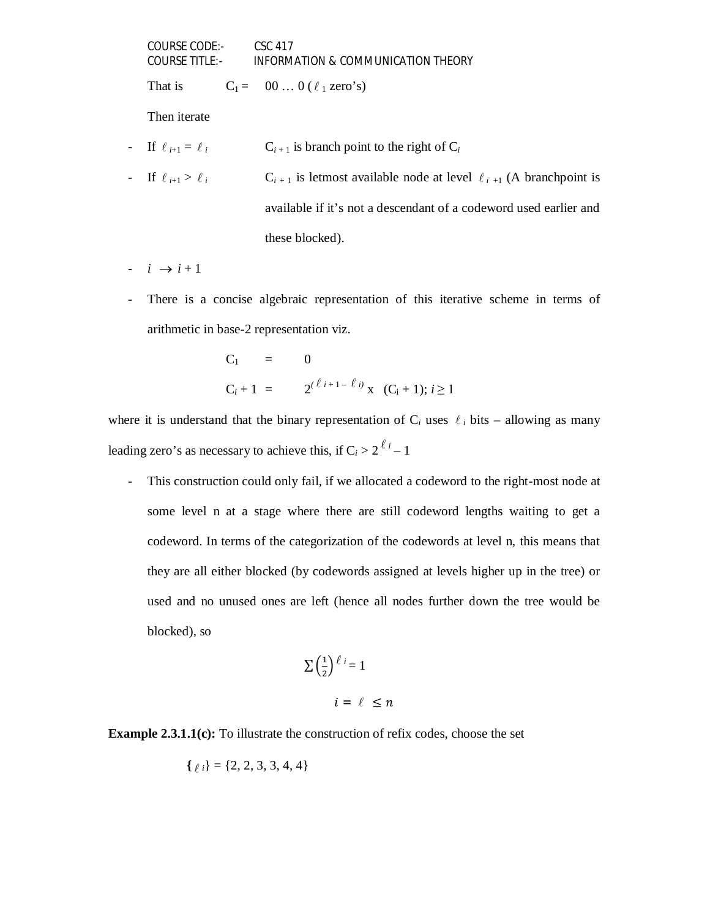That is $C_1 = 00 \ldots 0$ ($\ell_1$ zero's)

Then iterate

- If $\ell_{i+1} = \ell_i$ $C_{i+1}$ is branch point to the right of $C_i$
- If $\ell_{i+1} > \ell_i$ $C_{i+1}$ is letmost available node at level $\ell_{i+1}$ (A branchpoint is available if it's not a descendant of a codeword used earlier and these blocked).
- $i \rightarrow i + 1$
- There is a concise algebraic representation of this iterative scheme in terms of arithmetic in base-2 representation viz.

$$C_1 = 0$$

$$C_i + 1 = 2^{(\ell_{i+1} - \ell_i)} \text{ x } (C_i + 1); i \geq 1$$

where it is understand that the binary representation of $C_i$ uses $\ell_i$ bits – allowing as many leading zero's as necessary to achieve this, if $C_i > 2^{\ell_i} - 1$

- This construction could only fail, if we allocated a codeword to the right-most node at some level n at a stage where there are still codeword lengths waiting to get a codeword. In terms of the categorization of the codewords at level n, this means that they are all either blocked (by codewords assigned at levels higher up in the tree) or used and no unused ones are left (hence all nodes further down the tree would be blocked), so

$$\sum_{i = \ell \leq n} \left(\frac{1}{2}\right)^{\ell_i} = 1$$

**Example 2.3.1.1(c):** To illustrate the construction of refix codes, choose the set

$\{\ell_i\} = \{2, 2, 3, 3, 4, 4\}$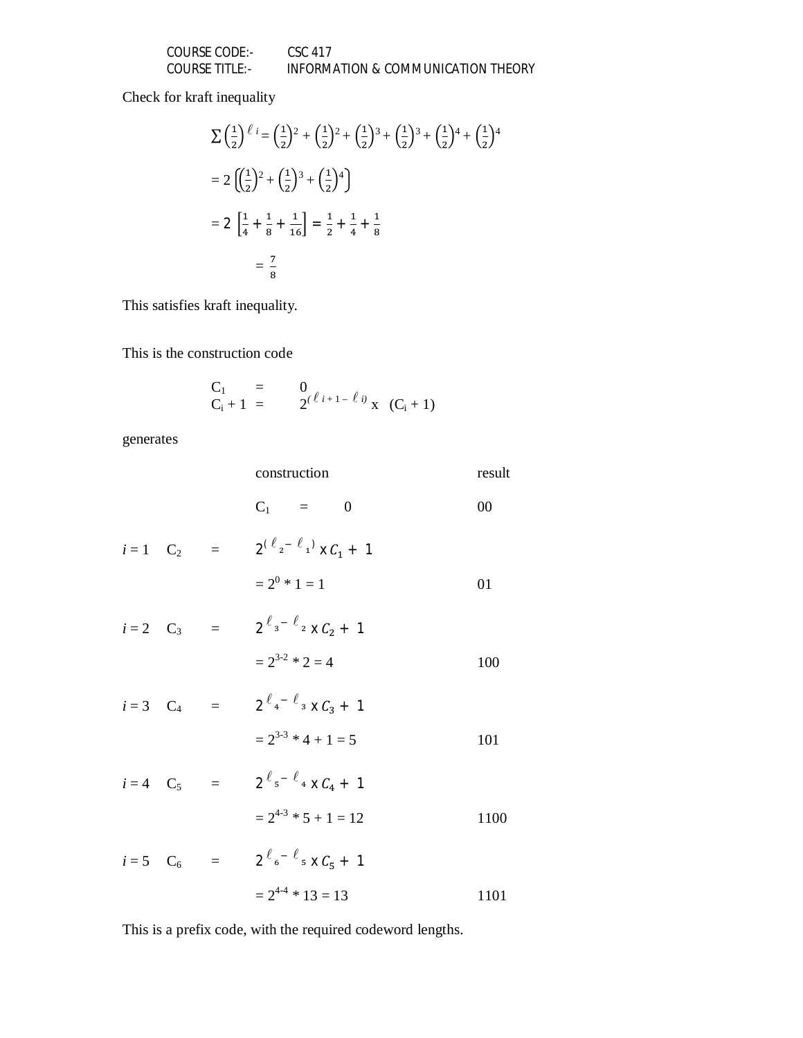Check for kraft inequality

$$\sum \left(\frac{1}{2}\right)^{\ell_i} = \left(\frac{1}{2}\right)^2 + \left(\frac{1}{2}\right)^2 + \left(\frac{1}{2}\right)^3 + \left(\frac{1}{2}\right)^3 + \left(\frac{1}{2}\right)^4 + \left(\frac{1}{2}\right)^4$$

$$= 2\left[\left(\frac{1}{2}\right)^2 + \left(\frac{1}{2}\right)^3 + \left(\frac{1}{2}\right)^4\right]$$

$$= 2\left[\frac{1}{4} + \frac{1}{8} + \frac{1}{16}\right] = \frac{1}{2} + \frac{1}{4} + \frac{1}{8}$$

$$= \frac{7}{8}$$

This satisfies kraft inequality.

This is the construction code

$$C_1 = 0$$
$$C_i + 1 = 2^{(\ell_{i+1} - \ell_i)} \times (C_i + 1)$$

generates

| | | | construction | result |
|---|---|---|---|---|
| | | | $C_1 = 0$ | 00 |
| $i = 1$ | $C_2$ | = | $2^{(\ell_2 - \ell_1)} \times C_1 + 1$ | |
| | | | $= 2^0 * 1 = 1$ | 01 |
| $i = 2$ | $C_3$ | = | $2^{\ell_3 - \ell_2} \times C_2 + 1$ | |
| | | | $= 2^{3-2} * 2 = 4$ | 100 |
| $i = 3$ | $C_4$ | = | $2^{\ell_4 - \ell_3} \times C_3 + 1$ | |
| | | | $= 2^{3-3} * 4 + 1 = 5$ | 101 |
| $i = 4$ | $C_5$ | = | $2^{\ell_5 - \ell_4} \times C_4 + 1$ | |
| | | | $= 2^{4-3} * 5 + 1 = 12$ | 1100 |
| $i = 5$ | $C_6$ | = | $2^{\ell_6 - \ell_5} \times C_5 + 1$ | |
| | | | $= 2^{4-4} * 13 = 13$ | 1101 |

This is a prefix code, with the required codeword lengths.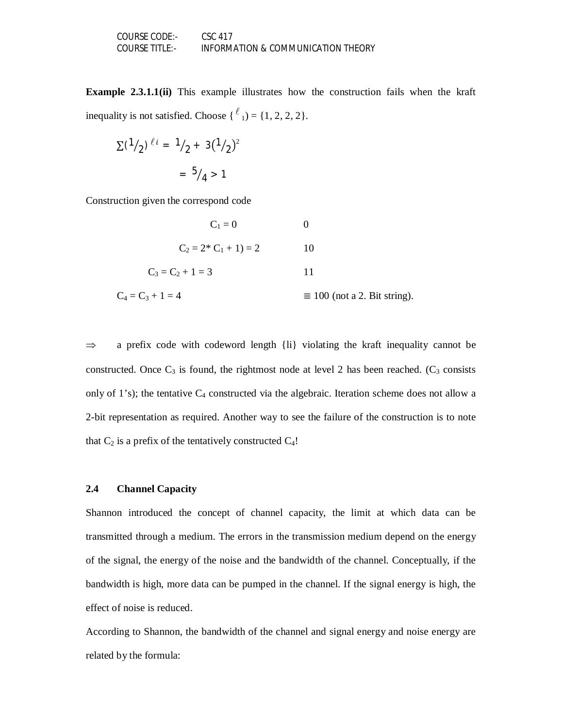**Example 2.3.1.1(ii)** This example illustrates how the construction fails when the kraft inequality is not satisfied. Choose $\{\ell_1) = \{1, 2, 2, 2\}$.

$$\Sigma(1/2)^{\ell i} = 1/2 + 3(1/2)^2$$

$$= 5/4 > 1$$

Construction given the correspond code

| | |
|---|---|
| $C_1 = 0$ | 0 |
| $C_2 = 2^* C_1 + 1) = 2$ | 10 |
| $C_3 = C_2 + 1 = 3$ | 11 |
| $C_4 = C_3 + 1 = 4$ | ≡ 100 (not a 2. Bit string). |

⇒ a prefix code with codeword length {li} violating the kraft inequality cannot be constructed. Once $C_3$ is found, the rightmost node at level 2 has been reached. ($C_3$ consists only of 1's); the tentative $C_4$ constructed via the algebraic. Iteration scheme does not allow a 2-bit representation as required. Another way to see the failure of the construction is to note that $C_2$ is a prefix of the tentatively constructed $C_4$!

## 2.4 Channel Capacity

Shannon introduced the concept of channel capacity, the limit at which data can be transmitted through a medium. The errors in the transmission medium depend on the energy of the signal, the energy of the noise and the bandwidth of the channel. Conceptually, if the bandwidth is high, more data can be pumped in the channel. If the signal energy is high, the effect of noise is reduced.

According to Shannon, the bandwidth of the channel and signal energy and noise energy are related by the formula: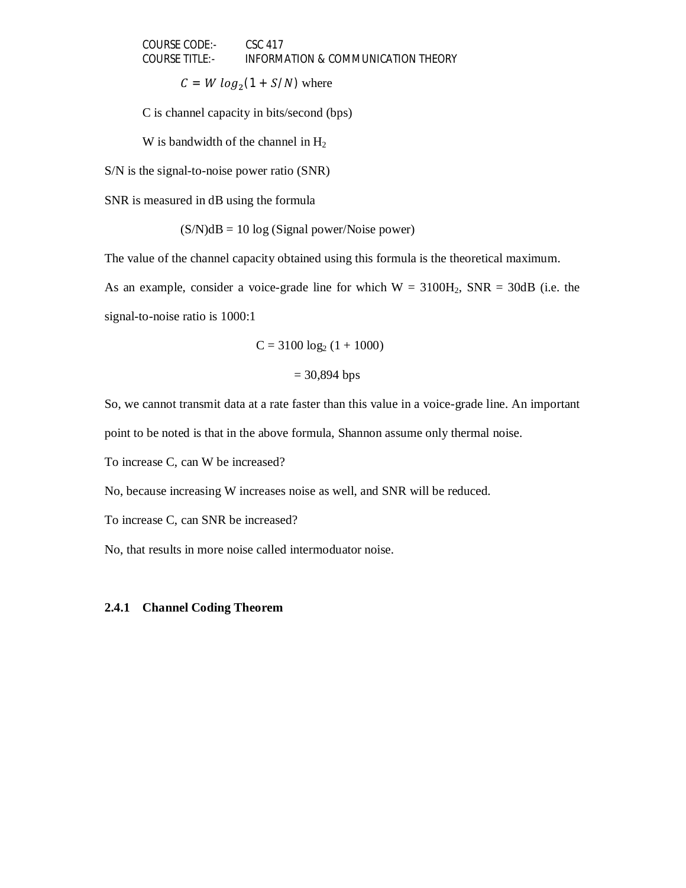$C = W \, log_2(1 + S/N)$ where

C is channel capacity in bits/second (bps)

W is bandwidth of the channel in $H_2$

S/N is the signal-to-noise power ratio (SNR)

SNR is measured in dB using the formula

$$(S/N)dB = 10 \log (\text{Signal power/Noise power})$$

The value of the channel capacity obtained using this formula is the theoretical maximum.

As an example, consider a voice-grade line for which W = 3100$H_2$, SNR = 30dB (i.e. the signal-to-noise ratio is 1000:1

$$C = 3100 \log_2 (1 + 1000)$$

$$= 30{,}894 \text{ bps}$$

So, we cannot transmit data at a rate faster than this value in a voice-grade line. An important point to be noted is that in the above formula, Shannon assume only thermal noise.

To increase C, can W be increased?

No, because increasing W increases noise as well, and SNR will be reduced.

To increase C, can SNR be increased?

No, that results in more noise called intermoduator noise.

### 2.4.1 Channel Coding Theorem